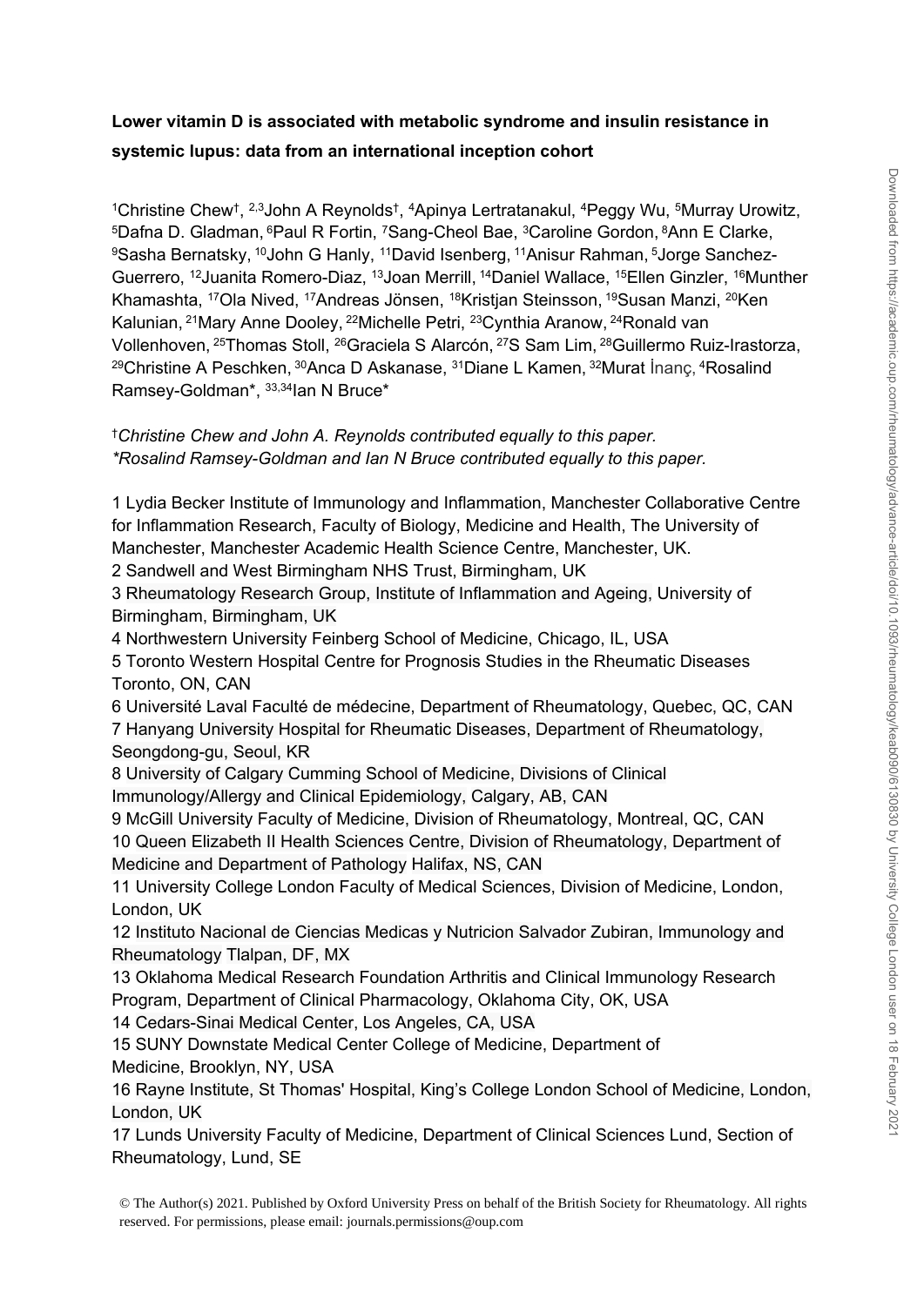**Lower vitamin D is associated with metabolic syndrome and insulin resistance in systemic lupus: data from an international inception cohort**

[1]Christine Chew†, [2,3]John A Reynolds†, [4]Apinya Lertratanakul, [4]Peggy Wu, [5]Murray Urowitz, [5]Dafna D. Gladman, [6]Paul R Fortin, [7]Sang-Cheol Bae, [3]Caroline Gordon, [8]Ann E Clarke, [9]Sasha Bernatsky, [10]John G Hanly, [11]David Isenberg, [11]Anisur Rahman, [5]Jorge Sanchez-Guerrero, [12]Juanita Romero-Diaz, [13]Joan Merrill, [14]Daniel Wallace, [15]Ellen Ginzler, [16]Munther Khamashta, [17]Ola Nived, [17]Andreas Jönsen, [18]Kristjan Steinsson, [19]Susan Manzi, [20]Ken Kalunian, [21]Mary Anne Dooley, [22]Michelle Petri, [23]Cynthia Aranow, [24]Ronald van Vollenhoven, [25]Thomas Stoll, [26]Graciela S Alarcón, [27]S Sam Lim, [28]Guillermo Ruiz-Irastorza, [29]Christine A Peschken, [30]Anca D Askanase, [31]Diane L Kamen, [32]Murat İnanç, [4]Rosalind Ramsey-Goldman*, [33,34]Ian N Bruce*

†*Christine Chew and John A. Reynolds contributed equally to this paper.*
**Rosalind Ramsey-Goldman and Ian N Bruce contributed equally to this paper.*

1 Lydia Becker Institute of Immunology and Inflammation, Manchester Collaborative Centre for Inflammation Research, Faculty of Biology, Medicine and Health, The University of Manchester, Manchester Academic Health Science Centre, Manchester, UK.
2 Sandwell and West Birmingham NHS Trust, Birmingham, UK
3 Rheumatology Research Group, Institute of Inflammation and Ageing, University of Birmingham, Birmingham, UK
4 Northwestern University Feinberg School of Medicine, Chicago, IL, USA
5 Toronto Western Hospital Centre for Prognosis Studies in the Rheumatic Diseases Toronto, ON, CAN
6 Université Laval Faculté de médecine, Department of Rheumatology, Quebec, QC, CAN
7 Hanyang University Hospital for Rheumatic Diseases, Department of Rheumatology, Seongdong-gu, Seoul, KR
8 University of Calgary Cumming School of Medicine, Divisions of Clinical Immunology/Allergy and Clinical Epidemiology, Calgary, AB, CAN
9 McGill University Faculty of Medicine, Division of Rheumatology, Montreal, QC, CAN
10 Queen Elizabeth II Health Sciences Centre, Division of Rheumatology, Department of Medicine and Department of Pathology Halifax, NS, CAN
11 University College London Faculty of Medical Sciences, Division of Medicine, London, London, UK
12 Instituto Nacional de Ciencias Medicas y Nutricion Salvador Zubiran, Immunology and Rheumatology Tlalpan, DF, MX
13 Oklahoma Medical Research Foundation Arthritis and Clinical Immunology Research Program, Department of Clinical Pharmacology, Oklahoma City, OK, USA
14 Cedars-Sinai Medical Center, Los Angeles, CA, USA
15 SUNY Downstate Medical Center College of Medicine, Department of Medicine, Brooklyn, NY, USA
16 Rayne Institute, St Thomas' Hospital, King's College London School of Medicine, London, London, UK
17 Lunds University Faculty of Medicine, Department of Clinical Sciences Lund, Section of Rheumatology, Lund, SE

© The Author(s) 2021. Published by Oxford University Press on behalf of the British Society for Rheumatology. All rights reserved. For permissions, please email: journals.permissions@oup.com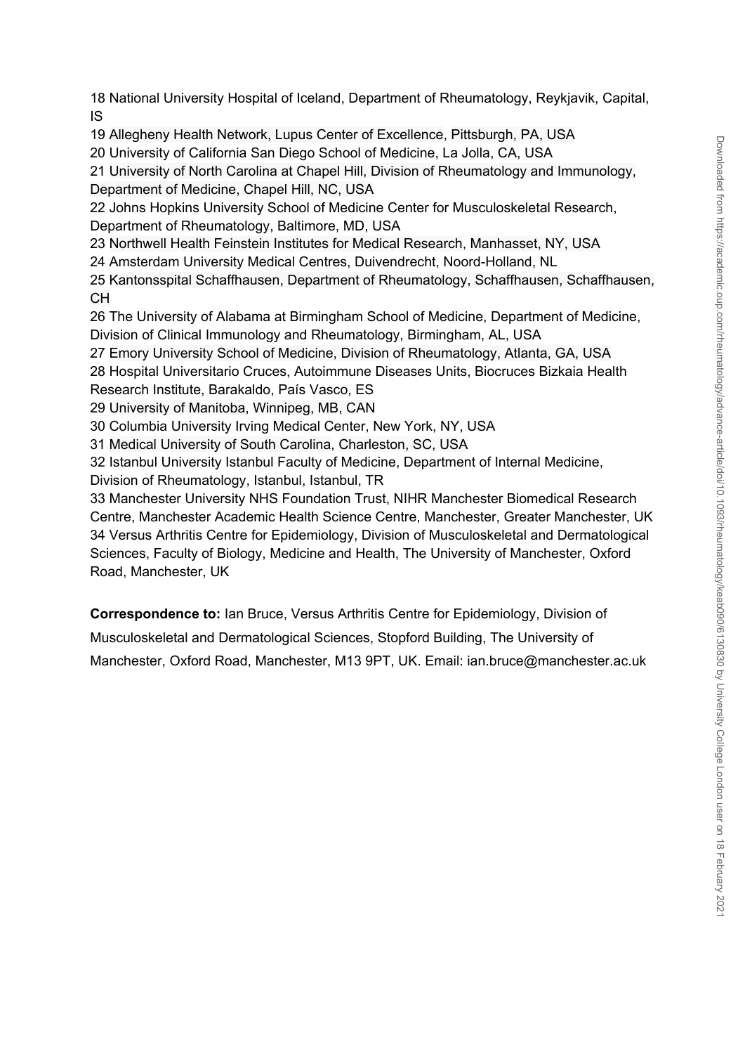18 National University Hospital of Iceland, Department of Rheumatology, Reykjavik, Capital, IS

19 Allegheny Health Network, Lupus Center of Excellence, Pittsburgh, PA, USA

20 University of California San Diego School of Medicine, La Jolla, CA, USA

21 University of North Carolina at Chapel Hill, Division of Rheumatology and Immunology, Department of Medicine, Chapel Hill, NC, USA

22 Johns Hopkins University School of Medicine Center for Musculoskeletal Research, Department of Rheumatology, Baltimore, MD, USA

23 Northwell Health Feinstein Institutes for Medical Research, Manhasset, NY, USA

24 Amsterdam University Medical Centres, Duivendrecht, Noord-Holland, NL

25 Kantonsspital Schaffhausen, Department of Rheumatology, Schaffhausen, Schaffhausen, CH

26 The University of Alabama at Birmingham School of Medicine, Department of Medicine, Division of Clinical Immunology and Rheumatology, Birmingham, AL, USA

27 Emory University School of Medicine, Division of Rheumatology, Atlanta, GA, USA

28 Hospital Universitario Cruces, Autoimmune Diseases Units, Biocruces Bizkaia Health Research Institute, Barakaldo, País Vasco, ES

29 University of Manitoba, Winnipeg, MB, CAN

30 Columbia University Irving Medical Center, New York, NY, USA

31 Medical University of South Carolina, Charleston, SC, USA

32 Istanbul University Istanbul Faculty of Medicine, Department of Internal Medicine, Division of Rheumatology, Istanbul, Istanbul, TR

33 Manchester University NHS Foundation Trust, NIHR Manchester Biomedical Research Centre, Manchester Academic Health Science Centre, Manchester, Greater Manchester, UK

34 Versus Arthritis Centre for Epidemiology, Division of Musculoskeletal and Dermatological Sciences, Faculty of Biology, Medicine and Health, The University of Manchester, Oxford Road, Manchester, UK

**Correspondence to:** Ian Bruce, Versus Arthritis Centre for Epidemiology, Division of Musculoskeletal and Dermatological Sciences, Stopford Building, The University of Manchester, Oxford Road, Manchester, M13 9PT, UK. Email: ian.bruce@manchester.ac.uk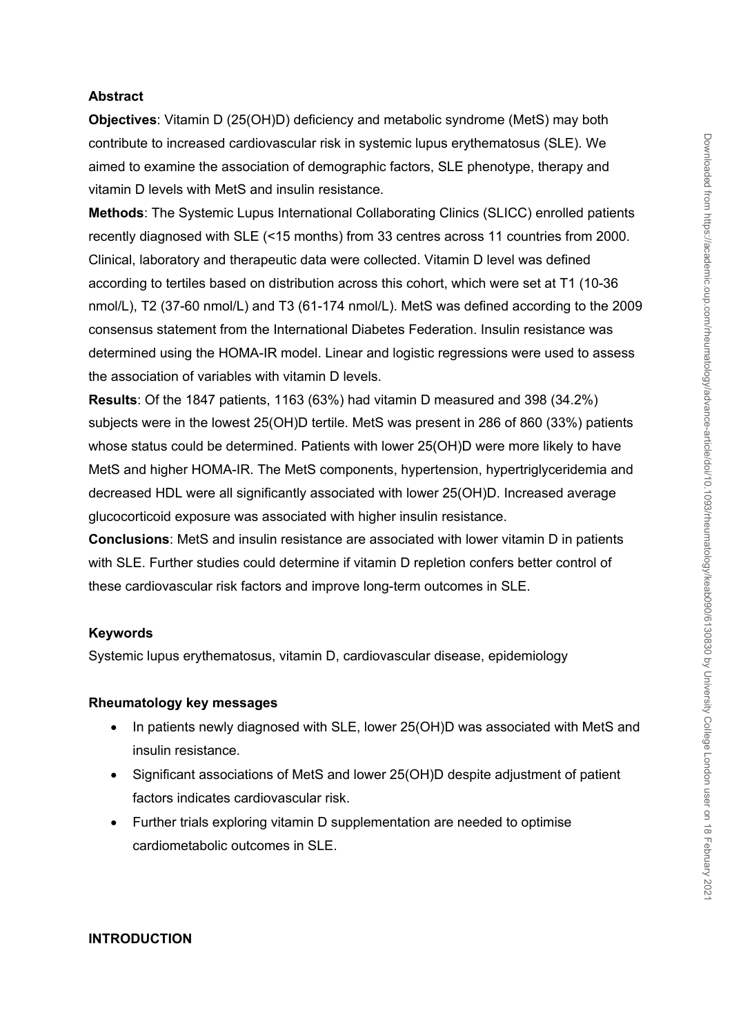## Abstract

**Objectives**: Vitamin D (25(OH)D) deficiency and metabolic syndrome (MetS) may both contribute to increased cardiovascular risk in systemic lupus erythematosus (SLE). We aimed to examine the association of demographic factors, SLE phenotype, therapy and vitamin D levels with MetS and insulin resistance.

**Methods**: The Systemic Lupus International Collaborating Clinics (SLICC) enrolled patients recently diagnosed with SLE (<15 months) from 33 centres across 11 countries from 2000. Clinical, laboratory and therapeutic data were collected. Vitamin D level was defined according to tertiles based on distribution across this cohort, which were set at T1 (10-36 nmol/L), T2 (37-60 nmol/L) and T3 (61-174 nmol/L). MetS was defined according to the 2009 consensus statement from the International Diabetes Federation. Insulin resistance was determined using the HOMA-IR model. Linear and logistic regressions were used to assess the association of variables with vitamin D levels.

**Results**: Of the 1847 patients, 1163 (63%) had vitamin D measured and 398 (34.2%) subjects were in the lowest 25(OH)D tertile. MetS was present in 286 of 860 (33%) patients whose status could be determined. Patients with lower 25(OH)D were more likely to have MetS and higher HOMA-IR. The MetS components, hypertension, hypertriglyceridemia and decreased HDL were all significantly associated with lower 25(OH)D. Increased average glucocorticoid exposure was associated with higher insulin resistance.

**Conclusions**: MetS and insulin resistance are associated with lower vitamin D in patients with SLE. Further studies could determine if vitamin D repletion confers better control of these cardiovascular risk factors and improve long-term outcomes in SLE.

### Keywords

Systemic lupus erythematosus, vitamin D, cardiovascular disease, epidemiology

### Rheumatology key messages

- In patients newly diagnosed with SLE, lower 25(OH)D was associated with MetS and insulin resistance.
- Significant associations of MetS and lower 25(OH)D despite adjustment of patient factors indicates cardiovascular risk.
- Further trials exploring vitamin D supplementation are needed to optimise cardiometabolic outcomes in SLE.

## INTRODUCTION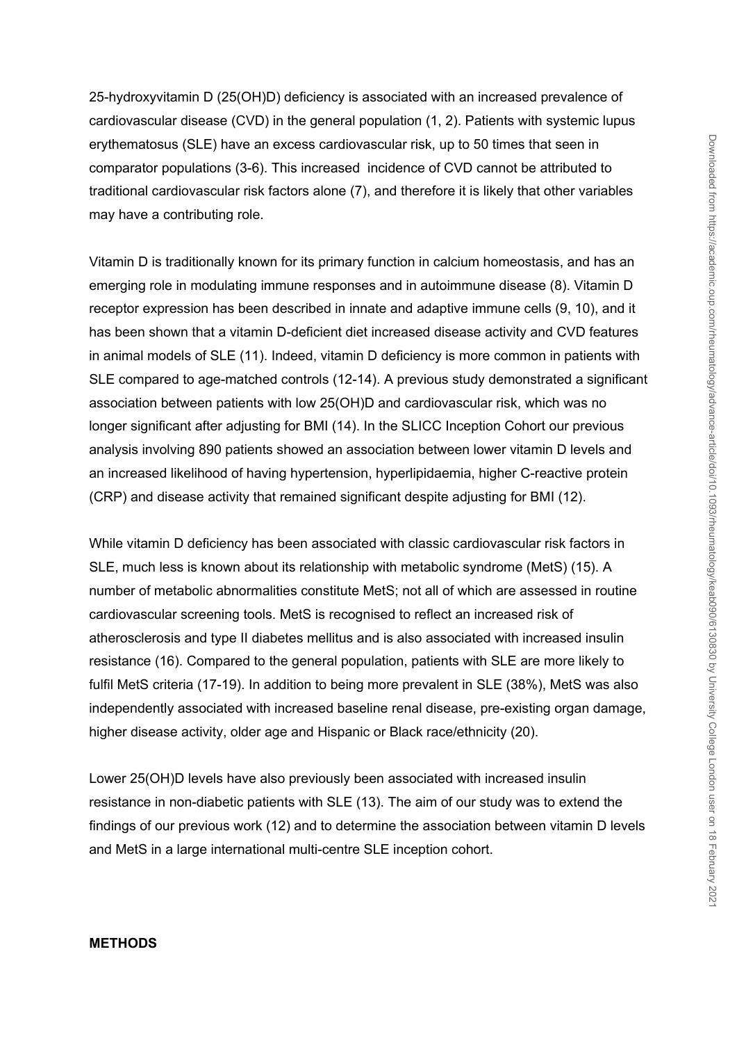25-hydroxyvitamin D (25(OH)D) deficiency is associated with an increased prevalence of cardiovascular disease (CVD) in the general population (1, 2). Patients with systemic lupus erythematosus (SLE) have an excess cardiovascular risk, up to 50 times that seen in comparator populations (3-6). This increased incidence of CVD cannot be attributed to traditional cardiovascular risk factors alone (7), and therefore it is likely that other variables may have a contributing role.

Vitamin D is traditionally known for its primary function in calcium homeostasis, and has an emerging role in modulating immune responses and in autoimmune disease (8). Vitamin D receptor expression has been described in innate and adaptive immune cells (9, 10), and it has been shown that a vitamin D-deficient diet increased disease activity and CVD features in animal models of SLE (11). Indeed, vitamin D deficiency is more common in patients with SLE compared to age-matched controls (12-14). A previous study demonstrated a significant association between patients with low 25(OH)D and cardiovascular risk, which was no longer significant after adjusting for BMI (14). In the SLICC Inception Cohort our previous analysis involving 890 patients showed an association between lower vitamin D levels and an increased likelihood of having hypertension, hyperlipidaemia, higher C-reactive protein (CRP) and disease activity that remained significant despite adjusting for BMI (12).

While vitamin D deficiency has been associated with classic cardiovascular risk factors in SLE, much less is known about its relationship with metabolic syndrome (MetS) (15). A number of metabolic abnormalities constitute MetS; not all of which are assessed in routine cardiovascular screening tools. MetS is recognised to reflect an increased risk of atherosclerosis and type II diabetes mellitus and is also associated with increased insulin resistance (16). Compared to the general population, patients with SLE are more likely to fulfil MetS criteria (17-19). In addition to being more prevalent in SLE (38%), MetS was also independently associated with increased baseline renal disease, pre-existing organ damage, higher disease activity, older age and Hispanic or Black race/ethnicity (20).

Lower 25(OH)D levels have also previously been associated with increased insulin resistance in non-diabetic patients with SLE (13). The aim of our study was to extend the findings of our previous work (12) and to determine the association between vitamin D levels and MetS in a large international multi-centre SLE inception cohort.

## METHODS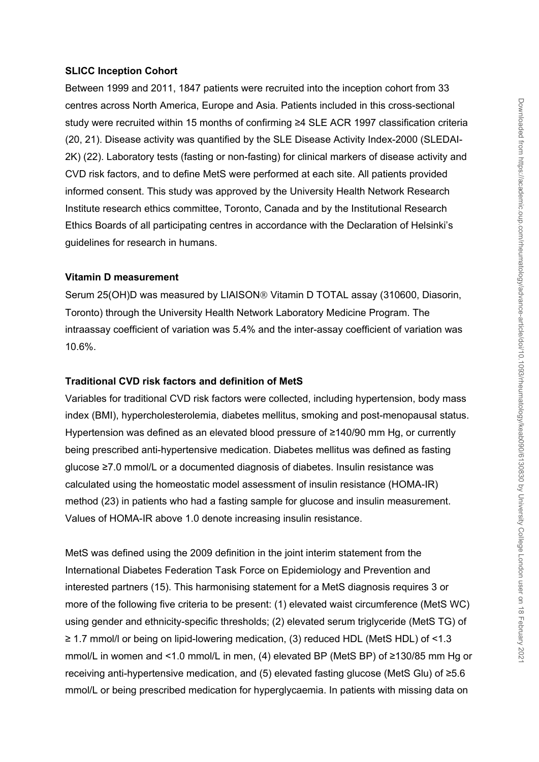### SLICC Inception Cohort

Between 1999 and 2011, 1847 patients were recruited into the inception cohort from 33 centres across North America, Europe and Asia. Patients included in this cross-sectional study were recruited within 15 months of confirming ≥4 SLE ACR 1997 classification criteria (20, 21). Disease activity was quantified by the SLE Disease Activity Index-2000 (SLEDAI-2K) (22). Laboratory tests (fasting or non-fasting) for clinical markers of disease activity and CVD risk factors, and to define MetS were performed at each site. All patients provided informed consent. This study was approved by the University Health Network Research Institute research ethics committee, Toronto, Canada and by the Institutional Research Ethics Boards of all participating centres in accordance with the Declaration of Helsinki's guidelines for research in humans.

### Vitamin D measurement

Serum 25(OH)D was measured by LIAISON® Vitamin D TOTAL assay (310600, Diasorin, Toronto) through the University Health Network Laboratory Medicine Program. The intraassay coefficient of variation was 5.4% and the inter-assay coefficient of variation was 10.6%.

### Traditional CVD risk factors and definition of MetS

Variables for traditional CVD risk factors were collected, including hypertension, body mass index (BMI), hypercholesterolemia, diabetes mellitus, smoking and post-menopausal status. Hypertension was defined as an elevated blood pressure of ≥140/90 mm Hg, or currently being prescribed anti-hypertensive medication. Diabetes mellitus was defined as fasting glucose ≥7.0 mmol/L or a documented diagnosis of diabetes. Insulin resistance was calculated using the homeostatic model assessment of insulin resistance (HOMA-IR) method (23) in patients who had a fasting sample for glucose and insulin measurement. Values of HOMA-IR above 1.0 denote increasing insulin resistance.

MetS was defined using the 2009 definition in the joint interim statement from the International Diabetes Federation Task Force on Epidemiology and Prevention and interested partners (15). This harmonising statement for a MetS diagnosis requires 3 or more of the following five criteria to be present: (1) elevated waist circumference (MetS WC) using gender and ethnicity-specific thresholds; (2) elevated serum triglyceride (MetS TG) of ≥ 1.7 mmol/l or being on lipid-lowering medication, (3) reduced HDL (MetS HDL) of <1.3 mmol/L in women and <1.0 mmol/L in men, (4) elevated BP (MetS BP) of ≥130/85 mm Hg or receiving anti-hypertensive medication, and (5) elevated fasting glucose (MetS Glu) of ≥5.6 mmol/L or being prescribed medication for hyperglycaemia. In patients with missing data on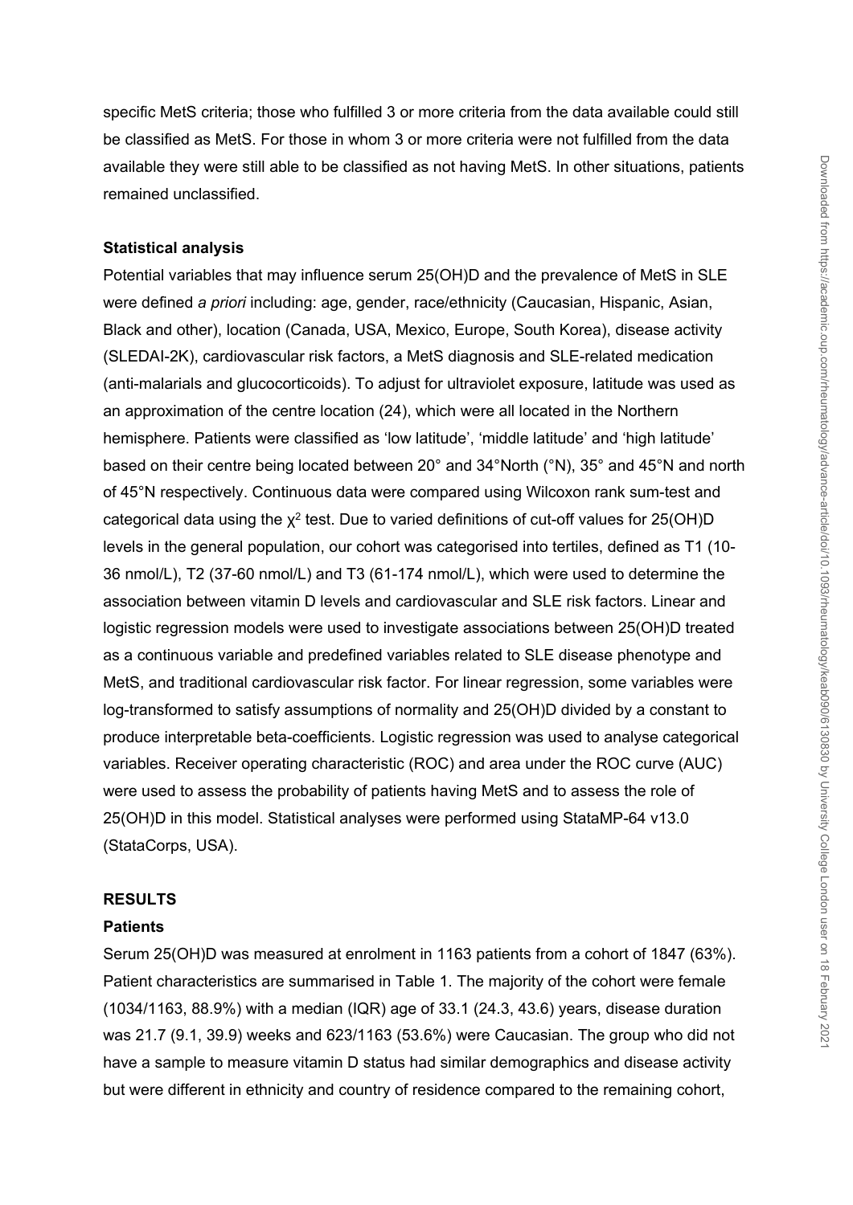specific MetS criteria; those who fulfilled 3 or more criteria from the data available could still be classified as MetS. For those in whom 3 or more criteria were not fulfilled from the data available they were still able to be classified as not having MetS. In other situations, patients remained unclassified.

**Statistical analysis**

Potential variables that may influence serum 25(OH)D and the prevalence of MetS in SLE were defined *a priori* including: age, gender, race/ethnicity (Caucasian, Hispanic, Asian, Black and other), location (Canada, USA, Mexico, Europe, South Korea), disease activity (SLEDAI-2K), cardiovascular risk factors, a MetS diagnosis and SLE-related medication (anti-malarials and glucocorticoids). To adjust for ultraviolet exposure, latitude was used as an approximation of the centre location (24), which were all located in the Northern hemisphere. Patients were classified as 'low latitude', 'middle latitude' and 'high latitude' based on their centre being located between 20° and 34°North (°N), 35° and 45°N and north of 45°N respectively. Continuous data were compared using Wilcoxon rank sum-test and categorical data using the $\chi^2$ test. Due to varied definitions of cut-off values for 25(OH)D levels in the general population, our cohort was categorised into tertiles, defined as T1 (10-36 nmol/L), T2 (37-60 nmol/L) and T3 (61-174 nmol/L), which were used to determine the association between vitamin D levels and cardiovascular and SLE risk factors. Linear and logistic regression models were used to investigate associations between 25(OH)D treated as a continuous variable and predefined variables related to SLE disease phenotype and MetS, and traditional cardiovascular risk factor. For linear regression, some variables were log-transformed to satisfy assumptions of normality and 25(OH)D divided by a constant to produce interpretable beta-coefficients. Logistic regression was used to analyse categorical variables. Receiver operating characteristic (ROC) and area under the ROC curve (AUC) were used to assess the probability of patients having MetS and to assess the role of 25(OH)D in this model. Statistical analyses were performed using StataMP-64 v13.0 (StataCorps, USA).

## RESULTS

**Patients**

Serum 25(OH)D was measured at enrolment in 1163 patients from a cohort of 1847 (63%). Patient characteristics are summarised in Table 1. The majority of the cohort were female (1034/1163, 88.9%) with a median (IQR) age of 33.1 (24.3, 43.6) years, disease duration was 21.7 (9.1, 39.9) weeks and 623/1163 (53.6%) were Caucasian. The group who did not have a sample to measure vitamin D status had similar demographics and disease activity but were different in ethnicity and country of residence compared to the remaining cohort,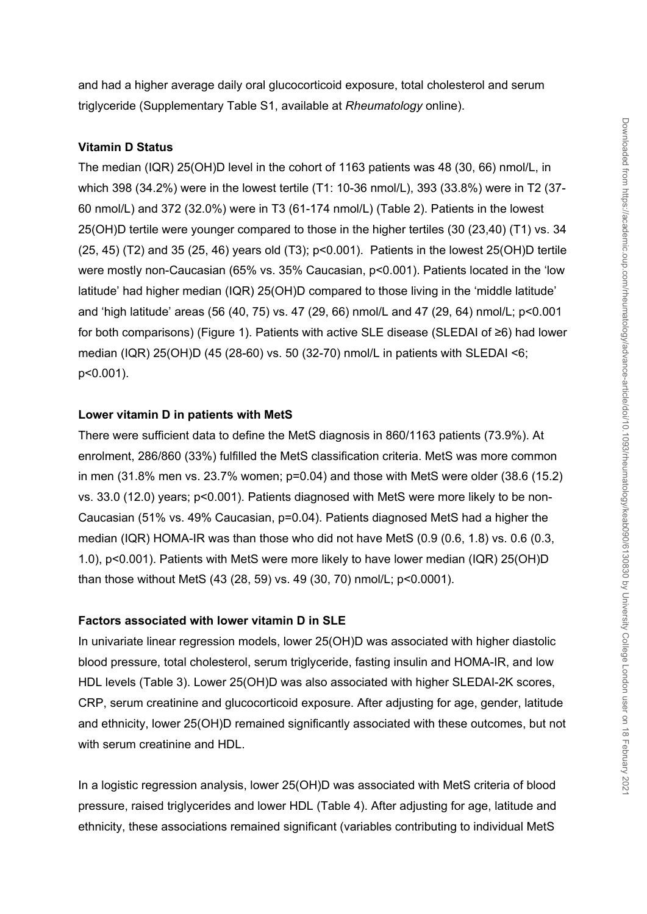and had a higher average daily oral glucocorticoid exposure, total cholesterol and serum triglyceride (Supplementary Table S1, available at *Rheumatology* online).

### Vitamin D Status

The median (IQR) 25(OH)D level in the cohort of 1163 patients was 48 (30, 66) nmol/L, in which 398 (34.2%) were in the lowest tertile (T1: 10-36 nmol/L), 393 (33.8%) were in T2 (37-60 nmol/L) and 372 (32.0%) were in T3 (61-174 nmol/L) (Table 2). Patients in the lowest 25(OH)D tertile were younger compared to those in the higher tertiles (30 (23,40) (T1) vs. 34 (25, 45) (T2) and 35 (25, 46) years old (T3); $p<0.001$). Patients in the lowest 25(OH)D tertile were mostly non-Caucasian (65% vs. 35% Caucasian, $p<0.001$). Patients located in the 'low latitude' had higher median (IQR) 25(OH)D compared to those living in the 'middle latitude' and 'high latitude' areas (56 (40, 75) vs. 47 (29, 66) nmol/L and 47 (29, 64) nmol/L; $p<0.001$ for both comparisons) (Figure 1). Patients with active SLE disease (SLEDAI of ≥6) had lower median (IQR) 25(OH)D (45 (28-60) vs. 50 (32-70) nmol/L in patients with SLEDAI <6; $p<0.001$).

### Lower vitamin D in patients with MetS

There were sufficient data to define the MetS diagnosis in 860/1163 patients (73.9%). At enrolment, 286/860 (33%) fulfilled the MetS classification criteria. MetS was more common in men (31.8% men vs. 23.7% women; $p=0.04$) and those with MetS were older (38.6 (15.2) vs. 33.0 (12.0) years; $p<0.001$). Patients diagnosed with MetS were more likely to be non-Caucasian (51% vs. 49% Caucasian, $p=0.04$). Patients diagnosed MetS had a higher the median (IQR) HOMA-IR was than those who did not have MetS (0.9 (0.6, 1.8) vs. 0.6 (0.3, 1.0), $p<0.001$). Patients with MetS were more likely to have lower median (IQR) 25(OH)D than those without MetS (43 (28, 59) vs. 49 (30, 70) nmol/L; $p<0.0001$).

### Factors associated with lower vitamin D in SLE

In univariate linear regression models, lower 25(OH)D was associated with higher diastolic blood pressure, total cholesterol, serum triglyceride, fasting insulin and HOMA-IR, and low HDL levels (Table 3). Lower 25(OH)D was also associated with higher SLEDAI-2K scores, CRP, serum creatinine and glucocorticoid exposure. After adjusting for age, gender, latitude and ethnicity, lower 25(OH)D remained significantly associated with these outcomes, but not with serum creatinine and HDL.

In a logistic regression analysis, lower 25(OH)D was associated with MetS criteria of blood pressure, raised triglycerides and lower HDL (Table 4). After adjusting for age, latitude and ethnicity, these associations remained significant (variables contributing to individual MetS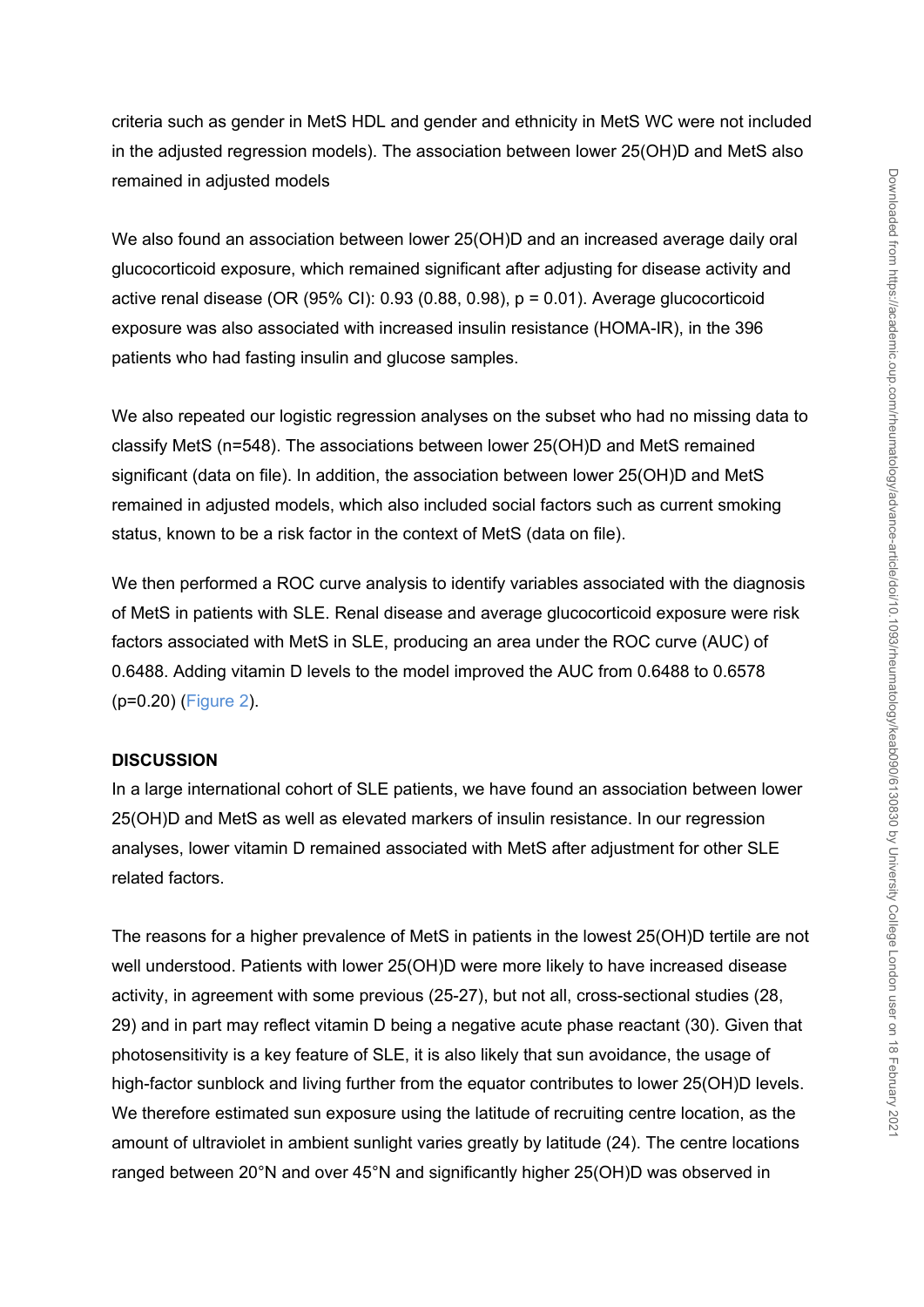criteria such as gender in MetS HDL and gender and ethnicity in MetS WC were not included in the adjusted regression models). The association between lower 25(OH)D and MetS also remained in adjusted models

We also found an association between lower 25(OH)D and an increased average daily oral glucocorticoid exposure, which remained significant after adjusting for disease activity and active renal disease (OR (95% CI): 0.93 (0.88, 0.98), $p = 0.01$). Average glucocorticoid exposure was also associated with increased insulin resistance (HOMA-IR), in the 396 patients who had fasting insulin and glucose samples.

We also repeated our logistic regression analyses on the subset who had no missing data to classify MetS (n=548). The associations between lower 25(OH)D and MetS remained significant (data on file). In addition, the association between lower 25(OH)D and MetS remained in adjusted models, which also included social factors such as current smoking status, known to be a risk factor in the context of MetS (data on file).

We then performed a ROC curve analysis to identify variables associated with the diagnosis of MetS in patients with SLE. Renal disease and average glucocorticoid exposure were risk factors associated with MetS in SLE, producing an area under the ROC curve (AUC) of 0.6488. Adding vitamin D levels to the model improved the AUC from 0.6488 to 0.6578 ($p=0.20$) (Figure 2).

## DISCUSSION

In a large international cohort of SLE patients, we have found an association between lower 25(OH)D and MetS as well as elevated markers of insulin resistance. In our regression analyses, lower vitamin D remained associated with MetS after adjustment for other SLE related factors.

The reasons for a higher prevalence of MetS in patients in the lowest 25(OH)D tertile are not well understood. Patients with lower 25(OH)D were more likely to have increased disease activity, in agreement with some previous (25-27), but not all, cross-sectional studies (28, 29) and in part may reflect vitamin D being a negative acute phase reactant (30). Given that photosensitivity is a key feature of SLE, it is also likely that sun avoidance, the usage of high-factor sunblock and living further from the equator contributes to lower 25(OH)D levels. We therefore estimated sun exposure using the latitude of recruiting centre location, as the amount of ultraviolet in ambient sunlight varies greatly by latitude (24). The centre locations ranged between 20°N and over 45°N and significantly higher 25(OH)D was observed in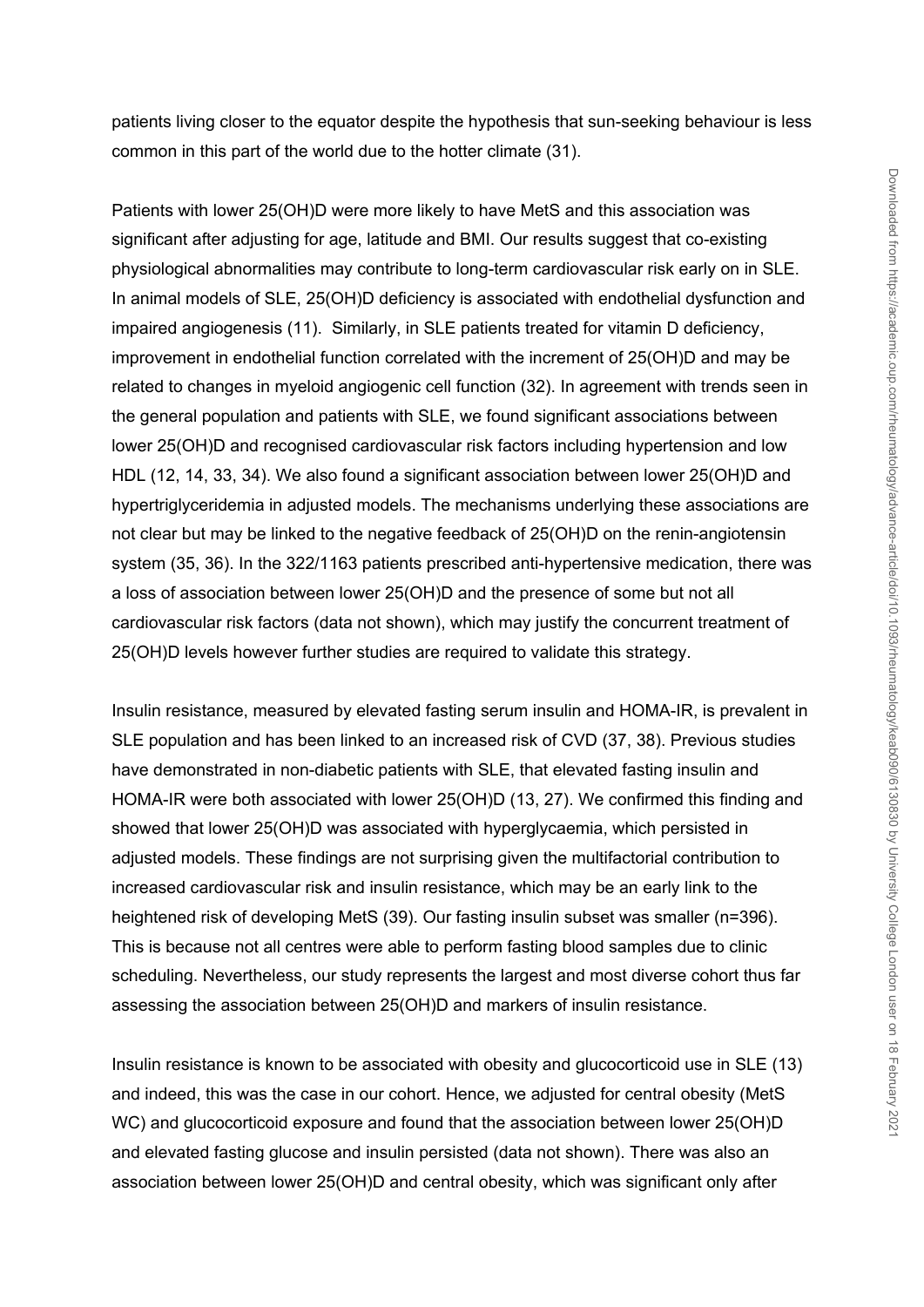patients living closer to the equator despite the hypothesis that sun-seeking behaviour is less common in this part of the world due to the hotter climate (31).

Patients with lower 25(OH)D were more likely to have MetS and this association was significant after adjusting for age, latitude and BMI. Our results suggest that co-existing physiological abnormalities may contribute to long-term cardiovascular risk early on in SLE. In animal models of SLE, 25(OH)D deficiency is associated with endothelial dysfunction and impaired angiogenesis (11). Similarly, in SLE patients treated for vitamin D deficiency, improvement in endothelial function correlated with the increment of 25(OH)D and may be related to changes in myeloid angiogenic cell function (32). In agreement with trends seen in the general population and patients with SLE, we found significant associations between lower 25(OH)D and recognised cardiovascular risk factors including hypertension and low HDL (12, 14, 33, 34). We also found a significant association between lower 25(OH)D and hypertriglyceridemia in adjusted models. The mechanisms underlying these associations are not clear but may be linked to the negative feedback of 25(OH)D on the renin-angiotensin system (35, 36). In the 322/1163 patients prescribed anti-hypertensive medication, there was a loss of association between lower 25(OH)D and the presence of some but not all cardiovascular risk factors (data not shown), which may justify the concurrent treatment of 25(OH)D levels however further studies are required to validate this strategy.

Insulin resistance, measured by elevated fasting serum insulin and HOMA-IR, is prevalent in SLE population and has been linked to an increased risk of CVD (37, 38). Previous studies have demonstrated in non-diabetic patients with SLE, that elevated fasting insulin and HOMA-IR were both associated with lower 25(OH)D (13, 27). We confirmed this finding and showed that lower 25(OH)D was associated with hyperglycaemia, which persisted in adjusted models. These findings are not surprising given the multifactorial contribution to increased cardiovascular risk and insulin resistance, which may be an early link to the heightened risk of developing MetS (39). Our fasting insulin subset was smaller (n=396). This is because not all centres were able to perform fasting blood samples due to clinic scheduling. Nevertheless, our study represents the largest and most diverse cohort thus far assessing the association between 25(OH)D and markers of insulin resistance.

Insulin resistance is known to be associated with obesity and glucocorticoid use in SLE (13) and indeed, this was the case in our cohort. Hence, we adjusted for central obesity (MetS WC) and glucocorticoid exposure and found that the association between lower 25(OH)D and elevated fasting glucose and insulin persisted (data not shown). There was also an association between lower 25(OH)D and central obesity, which was significant only after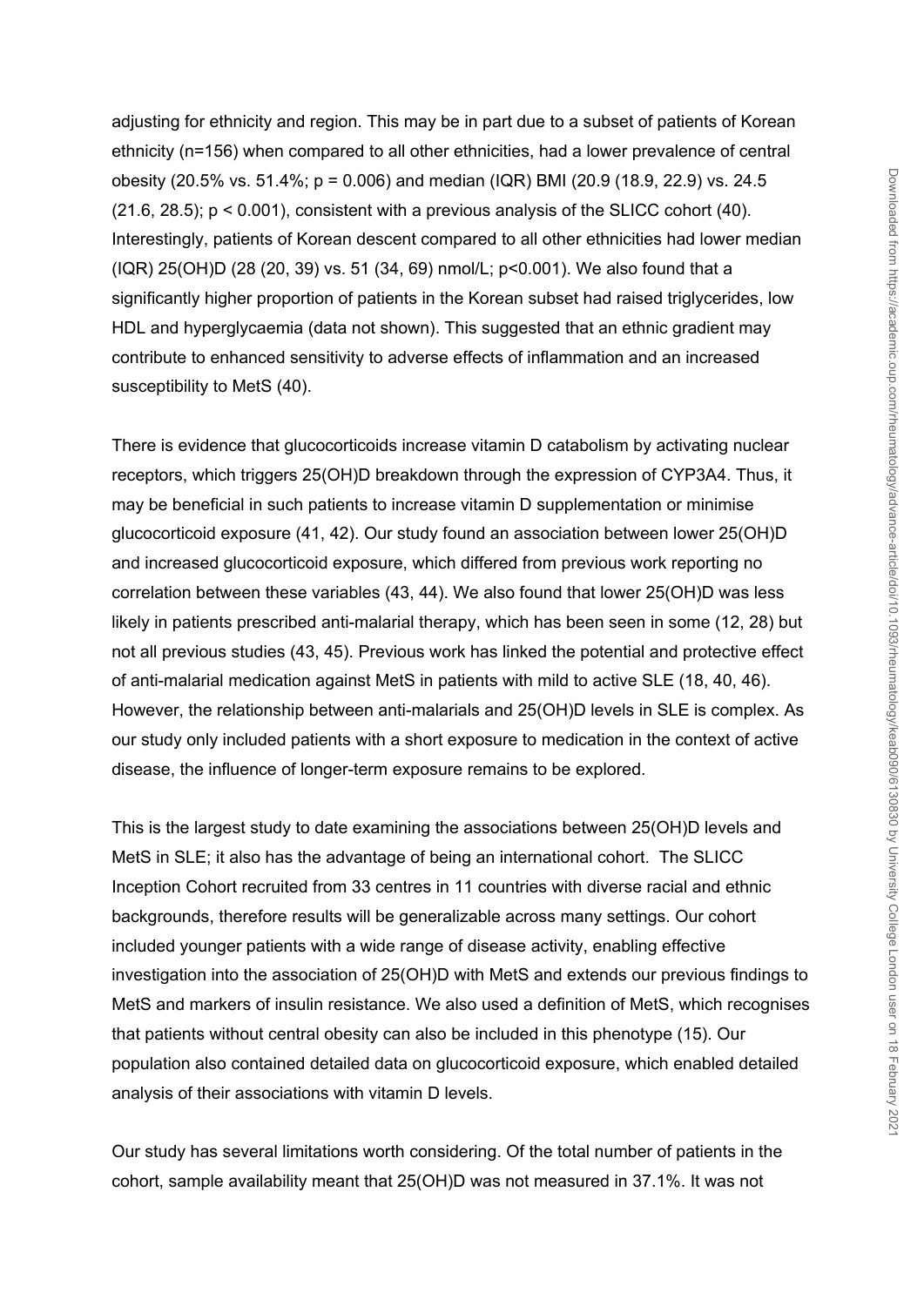adjusting for ethnicity and region. This may be in part due to a subset of patients of Korean ethnicity (n=156) when compared to all other ethnicities, had a lower prevalence of central obesity (20.5% vs. 51.4%; p = 0.006) and median (IQR) BMI (20.9 (18.9, 22.9) vs. 24.5 (21.6, 28.5); p < 0.001), consistent with a previous analysis of the SLICC cohort (40). Interestingly, patients of Korean descent compared to all other ethnicities had lower median (IQR) 25(OH)D (28 (20, 39) vs. 51 (34, 69) nmol/L; p<0.001). We also found that a significantly higher proportion of patients in the Korean subset had raised triglycerides, low HDL and hyperglycaemia (data not shown). This suggested that an ethnic gradient may contribute to enhanced sensitivity to adverse effects of inflammation and an increased susceptibility to MetS (40).

There is evidence that glucocorticoids increase vitamin D catabolism by activating nuclear receptors, which triggers 25(OH)D breakdown through the expression of CYP3A4. Thus, it may be beneficial in such patients to increase vitamin D supplementation or minimise glucocorticoid exposure (41, 42). Our study found an association between lower 25(OH)D and increased glucocorticoid exposure, which differed from previous work reporting no correlation between these variables (43, 44). We also found that lower 25(OH)D was less likely in patients prescribed anti-malarial therapy, which has been seen in some (12, 28) but not all previous studies (43, 45). Previous work has linked the potential and protective effect of anti-malarial medication against MetS in patients with mild to active SLE (18, 40, 46). However, the relationship between anti-malarials and 25(OH)D levels in SLE is complex. As our study only included patients with a short exposure to medication in the context of active disease, the influence of longer-term exposure remains to be explored.

This is the largest study to date examining the associations between 25(OH)D levels and MetS in SLE; it also has the advantage of being an international cohort. The SLICC Inception Cohort recruited from 33 centres in 11 countries with diverse racial and ethnic backgrounds, therefore results will be generalizable across many settings. Our cohort included younger patients with a wide range of disease activity, enabling effective investigation into the association of 25(OH)D with MetS and extends our previous findings to MetS and markers of insulin resistance. We also used a definition of MetS, which recognises that patients without central obesity can also be included in this phenotype (15). Our population also contained detailed data on glucocorticoid exposure, which enabled detailed analysis of their associations with vitamin D levels.

Our study has several limitations worth considering. Of the total number of patients in the cohort, sample availability meant that 25(OH)D was not measured in 37.1%. It was not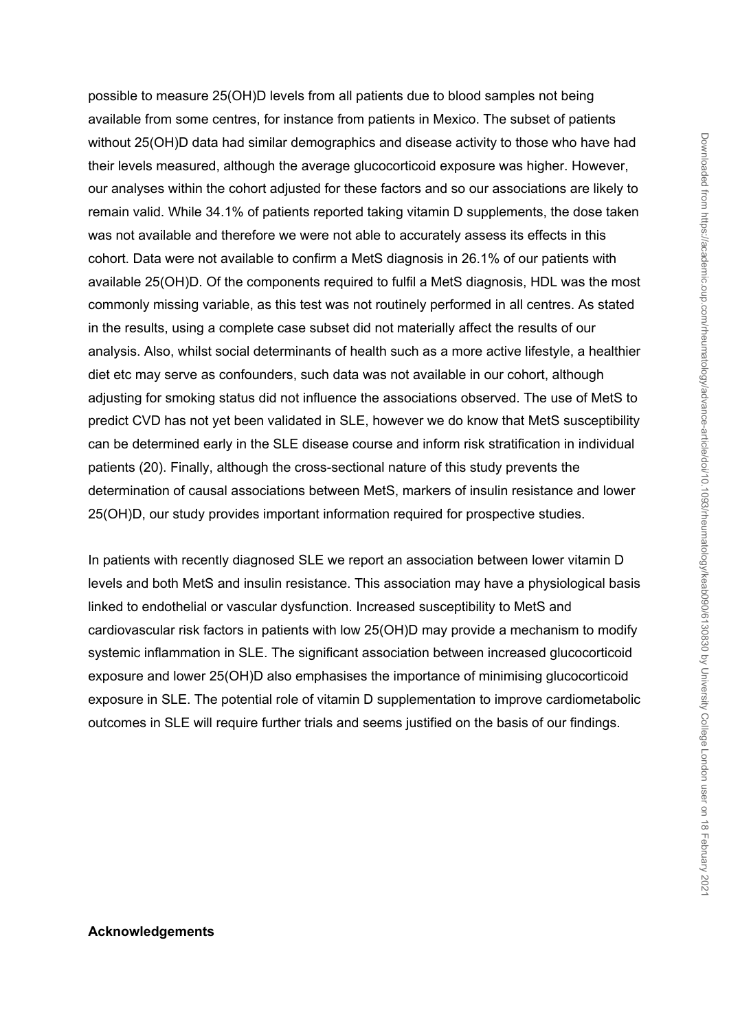possible to measure 25(OH)D levels from all patients due to blood samples not being available from some centres, for instance from patients in Mexico. The subset of patients without 25(OH)D data had similar demographics and disease activity to those who have had their levels measured, although the average glucocorticoid exposure was higher. However, our analyses within the cohort adjusted for these factors and so our associations are likely to remain valid. While 34.1% of patients reported taking vitamin D supplements, the dose taken was not available and therefore we were not able to accurately assess its effects in this cohort. Data were not available to confirm a MetS diagnosis in 26.1% of our patients with available 25(OH)D. Of the components required to fulfil a MetS diagnosis, HDL was the most commonly missing variable, as this test was not routinely performed in all centres. As stated in the results, using a complete case subset did not materially affect the results of our analysis. Also, whilst social determinants of health such as a more active lifestyle, a healthier diet etc may serve as confounders, such data was not available in our cohort, although adjusting for smoking status did not influence the associations observed. The use of MetS to predict CVD has not yet been validated in SLE, however we do know that MetS susceptibility can be determined early in the SLE disease course and inform risk stratification in individual patients (20). Finally, although the cross-sectional nature of this study prevents the determination of causal associations between MetS, markers of insulin resistance and lower 25(OH)D, our study provides important information required for prospective studies.

In patients with recently diagnosed SLE we report an association between lower vitamin D levels and both MetS and insulin resistance. This association may have a physiological basis linked to endothelial or vascular dysfunction. Increased susceptibility to MetS and cardiovascular risk factors in patients with low 25(OH)D may provide a mechanism to modify systemic inflammation in SLE. The significant association between increased glucocorticoid exposure and lower 25(OH)D also emphasises the importance of minimising glucocorticoid exposure in SLE. The potential role of vitamin D supplementation to improve cardiometabolic outcomes in SLE will require further trials and seems justified on the basis of our findings.

**Acknowledgements**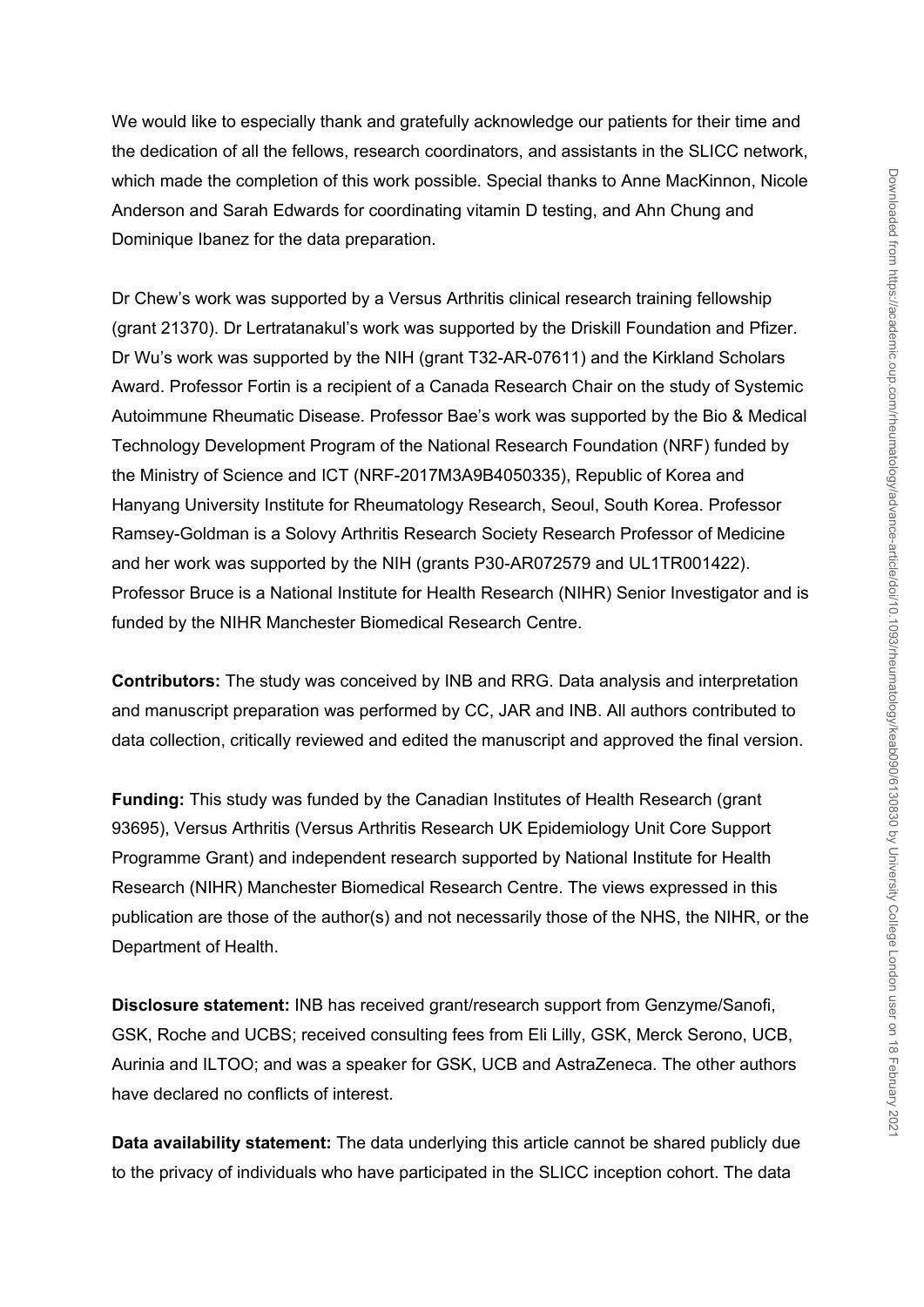We would like to especially thank and gratefully acknowledge our patients for their time and the dedication of all the fellows, research coordinators, and assistants in the SLICC network, which made the completion of this work possible. Special thanks to Anne MacKinnon, Nicole Anderson and Sarah Edwards for coordinating vitamin D testing, and Ahn Chung and Dominique Ibanez for the data preparation.

Dr Chew's work was supported by a Versus Arthritis clinical research training fellowship (grant 21370). Dr Lertratanakul's work was supported by the Driskill Foundation and Pfizer. Dr Wu's work was supported by the NIH (grant T32-AR-07611) and the Kirkland Scholars Award. Professor Fortin is a recipient of a Canada Research Chair on the study of Systemic Autoimmune Rheumatic Disease. Professor Bae's work was supported by the Bio & Medical Technology Development Program of the National Research Foundation (NRF) funded by the Ministry of Science and ICT (NRF-2017M3A9B4050335), Republic of Korea and Hanyang University Institute for Rheumatology Research, Seoul, South Korea. Professor Ramsey-Goldman is a Solovy Arthritis Research Society Research Professor of Medicine and her work was supported by the NIH (grants P30-AR072579 and UL1TR001422). Professor Bruce is a National Institute for Health Research (NIHR) Senior Investigator and is funded by the NIHR Manchester Biomedical Research Centre.

**Contributors:** The study was conceived by INB and RRG. Data analysis and interpretation and manuscript preparation was performed by CC, JAR and INB. All authors contributed to data collection, critically reviewed and edited the manuscript and approved the final version.

**Funding:** This study was funded by the Canadian Institutes of Health Research (grant 93695), Versus Arthritis (Versus Arthritis Research UK Epidemiology Unit Core Support Programme Grant) and independent research supported by National Institute for Health Research (NIHR) Manchester Biomedical Research Centre. The views expressed in this publication are those of the author(s) and not necessarily those of the NHS, the NIHR, or the Department of Health.

**Disclosure statement:** INB has received grant/research support from Genzyme/Sanofi, GSK, Roche and UCBS; received consulting fees from Eli Lilly, GSK, Merck Serono, UCB, Aurinia and ILTOO; and was a speaker for GSK, UCB and AstraZeneca. The other authors have declared no conflicts of interest.

**Data availability statement:** The data underlying this article cannot be shared publicly due to the privacy of individuals who have participated in the SLICC inception cohort. The data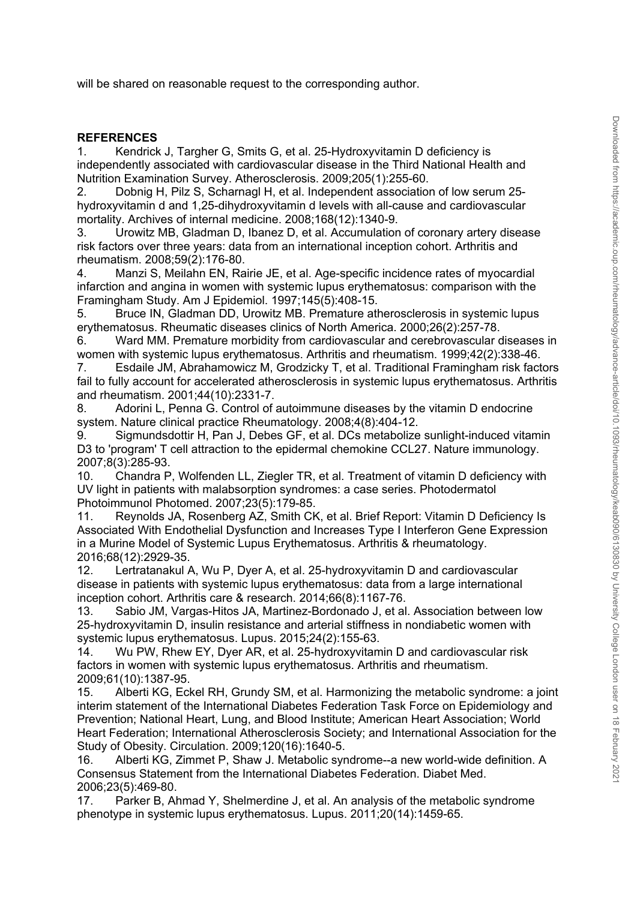will be shared on reasonable request to the corresponding author.

## REFERENCES

1. Kendrick J, Targher G, Smits G, et al. 25-Hydroxyvitamin D deficiency is independently associated with cardiovascular disease in the Third National Health and Nutrition Examination Survey. Atherosclerosis. 2009;205(1):255-60.
2. Dobnig H, Pilz S, Scharnagl H, et al. Independent association of low serum 25-hydroxyvitamin d and 1,25-dihydroxyvitamin d levels with all-cause and cardiovascular mortality. Archives of internal medicine. 2008;168(12):1340-9.
3. Urowitz MB, Gladman D, Ibanez D, et al. Accumulation of coronary artery disease risk factors over three years: data from an international inception cohort. Arthritis and rheumatism. 2008;59(2):176-80.
4. Manzi S, Meilahn EN, Rairie JE, et al. Age-specific incidence rates of myocardial infarction and angina in women with systemic lupus erythematosus: comparison with the Framingham Study. Am J Epidemiol. 1997;145(5):408-15.
5. Bruce IN, Gladman DD, Urowitz MB. Premature atherosclerosis in systemic lupus erythematosus. Rheumatic diseases clinics of North America. 2000;26(2):257-78.
6. Ward MM. Premature morbidity from cardiovascular and cerebrovascular diseases in women with systemic lupus erythematosus. Arthritis and rheumatism. 1999;42(2):338-46.
7. Esdaile JM, Abrahamowicz M, Grodzicky T, et al. Traditional Framingham risk factors fail to fully account for accelerated atherosclerosis in systemic lupus erythematosus. Arthritis and rheumatism. 2001;44(10):2331-7.
8. Adorini L, Penna G. Control of autoimmune diseases by the vitamin D endocrine system. Nature clinical practice Rheumatology. 2008;4(8):404-12.
9. Sigmundsdottir H, Pan J, Debes GF, et al. DCs metabolize sunlight-induced vitamin D3 to 'program' T cell attraction to the epidermal chemokine CCL27. Nature immunology. 2007;8(3):285-93.
10. Chandra P, Wolfenden LL, Ziegler TR, et al. Treatment of vitamin D deficiency with UV light in patients with malabsorption syndromes: a case series. Photodermatol Photoimmunol Photomed. 2007;23(5):179-85.
11. Reynolds JA, Rosenberg AZ, Smith CK, et al. Brief Report: Vitamin D Deficiency Is Associated With Endothelial Dysfunction and Increases Type I Interferon Gene Expression in a Murine Model of Systemic Lupus Erythematosus. Arthritis & rheumatology. 2016;68(12):2929-35.
12. Lertratanakul A, Wu P, Dyer A, et al. 25-hydroxyvitamin D and cardiovascular disease in patients with systemic lupus erythematosus: data from a large international inception cohort. Arthritis care & research. 2014;66(8):1167-76.
13. Sabio JM, Vargas-Hitos JA, Martinez-Bordonado J, et al. Association between low 25-hydroxyvitamin D, insulin resistance and arterial stiffness in nondiabetic women with systemic lupus erythematosus. Lupus. 2015;24(2):155-63.
14. Wu PW, Rhew EY, Dyer AR, et al. 25-hydroxyvitamin D and cardiovascular risk factors in women with systemic lupus erythematosus. Arthritis and rheumatism. 2009;61(10):1387-95.
15. Alberti KG, Eckel RH, Grundy SM, et al. Harmonizing the metabolic syndrome: a joint interim statement of the International Diabetes Federation Task Force on Epidemiology and Prevention; National Heart, Lung, and Blood Institute; American Heart Association; World Heart Federation; International Atherosclerosis Society; and International Association for the Study of Obesity. Circulation. 2009;120(16):1640-5.
16. Alberti KG, Zimmet P, Shaw J. Metabolic syndrome--a new world-wide definition. A Consensus Statement from the International Diabetes Federation. Diabet Med. 2006;23(5):469-80.
17. Parker B, Ahmad Y, Shelmerdine J, et al. An analysis of the metabolic syndrome phenotype in systemic lupus erythematosus. Lupus. 2011;20(14):1459-65.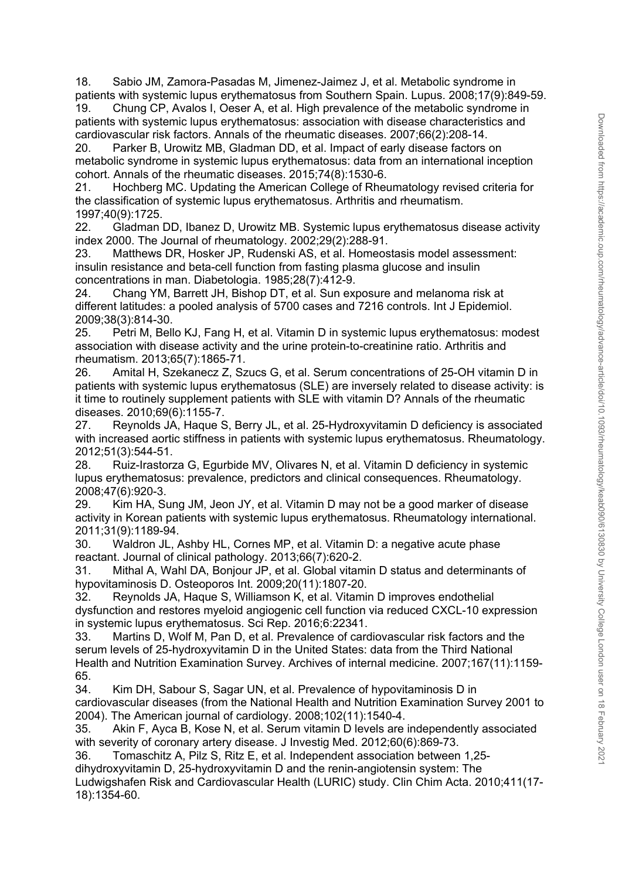18. Sabio JM, Zamora-Pasadas M, Jimenez-Jaimez J, et al. Metabolic syndrome in patients with systemic lupus erythematosus from Southern Spain. Lupus. 2008;17(9):849-59.
19. Chung CP, Avalos I, Oeser A, et al. High prevalence of the metabolic syndrome in patients with systemic lupus erythematosus: association with disease characteristics and cardiovascular risk factors. Annals of the rheumatic diseases. 2007;66(2):208-14.
20. Parker B, Urowitz MB, Gladman DD, et al. Impact of early disease factors on metabolic syndrome in systemic lupus erythematosus: data from an international inception cohort. Annals of the rheumatic diseases. 2015;74(8):1530-6.
21. Hochberg MC. Updating the American College of Rheumatology revised criteria for the classification of systemic lupus erythematosus. Arthritis and rheumatism. 1997;40(9):1725.
22. Gladman DD, Ibanez D, Urowitz MB. Systemic lupus erythematosus disease activity index 2000. The Journal of rheumatology. 2002;29(2):288-91.
23. Matthews DR, Hosker JP, Rudenski AS, et al. Homeostasis model assessment: insulin resistance and beta-cell function from fasting plasma glucose and insulin concentrations in man. Diabetologia. 1985;28(7):412-9.
24. Chang YM, Barrett JH, Bishop DT, et al. Sun exposure and melanoma risk at different latitudes: a pooled analysis of 5700 cases and 7216 controls. Int J Epidemiol. 2009;38(3):814-30.
25. Petri M, Bello KJ, Fang H, et al. Vitamin D in systemic lupus erythematosus: modest association with disease activity and the urine protein-to-creatinine ratio. Arthritis and rheumatism. 2013;65(7):1865-71.
26. Amital H, Szekanecz Z, Szucs G, et al. Serum concentrations of 25-OH vitamin D in patients with systemic lupus erythematosus (SLE) are inversely related to disease activity: is it time to routinely supplement patients with SLE with vitamin D? Annals of the rheumatic diseases. 2010;69(6):1155-7.
27. Reynolds JA, Haque S, Berry JL, et al. 25-Hydroxyvitamin D deficiency is associated with increased aortic stiffness in patients with systemic lupus erythematosus. Rheumatology. 2012;51(3):544-51.
28. Ruiz-Irastorza G, Egurbide MV, Olivares N, et al. Vitamin D deficiency in systemic lupus erythematosus: prevalence, predictors and clinical consequences. Rheumatology. 2008;47(6):920-3.
29. Kim HA, Sung JM, Jeon JY, et al. Vitamin D may not be a good marker of disease activity in Korean patients with systemic lupus erythematosus. Rheumatology international. 2011;31(9):1189-94.
30. Waldron JL, Ashby HL, Cornes MP, et al. Vitamin D: a negative acute phase reactant. Journal of clinical pathology. 2013;66(7):620-2.
31. Mithal A, Wahl DA, Bonjour JP, et al. Global vitamin D status and determinants of hypovitaminosis D. Osteoporos Int. 2009;20(11):1807-20.
32. Reynolds JA, Haque S, Williamson K, et al. Vitamin D improves endothelial dysfunction and restores myeloid angiogenic cell function via reduced CXCL-10 expression in systemic lupus erythematosus. Sci Rep. 2016;6:22341.
33. Martins D, Wolf M, Pan D, et al. Prevalence of cardiovascular risk factors and the serum levels of 25-hydroxyvitamin D in the United States: data from the Third National Health and Nutrition Examination Survey. Archives of internal medicine. 2007;167(11):1159-65.
34. Kim DH, Sabour S, Sagar UN, et al. Prevalence of hypovitaminosis D in cardiovascular diseases (from the National Health and Nutrition Examination Survey 2001 to 2004). The American journal of cardiology. 2008;102(11):1540-4.
35. Akin F, Ayca B, Kose N, et al. Serum vitamin D levels are independently associated with severity of coronary artery disease. J Investig Med. 2012;60(6):869-73.
36. Tomaschitz A, Pilz S, Ritz E, et al. Independent association between 1,25-dihydroxyvitamin D, 25-hydroxyvitamin D and the renin-angiotensin system: The Ludwigshafen Risk and Cardiovascular Health (LURIC) study. Clin Chim Acta. 2010;411(17-18):1354-60.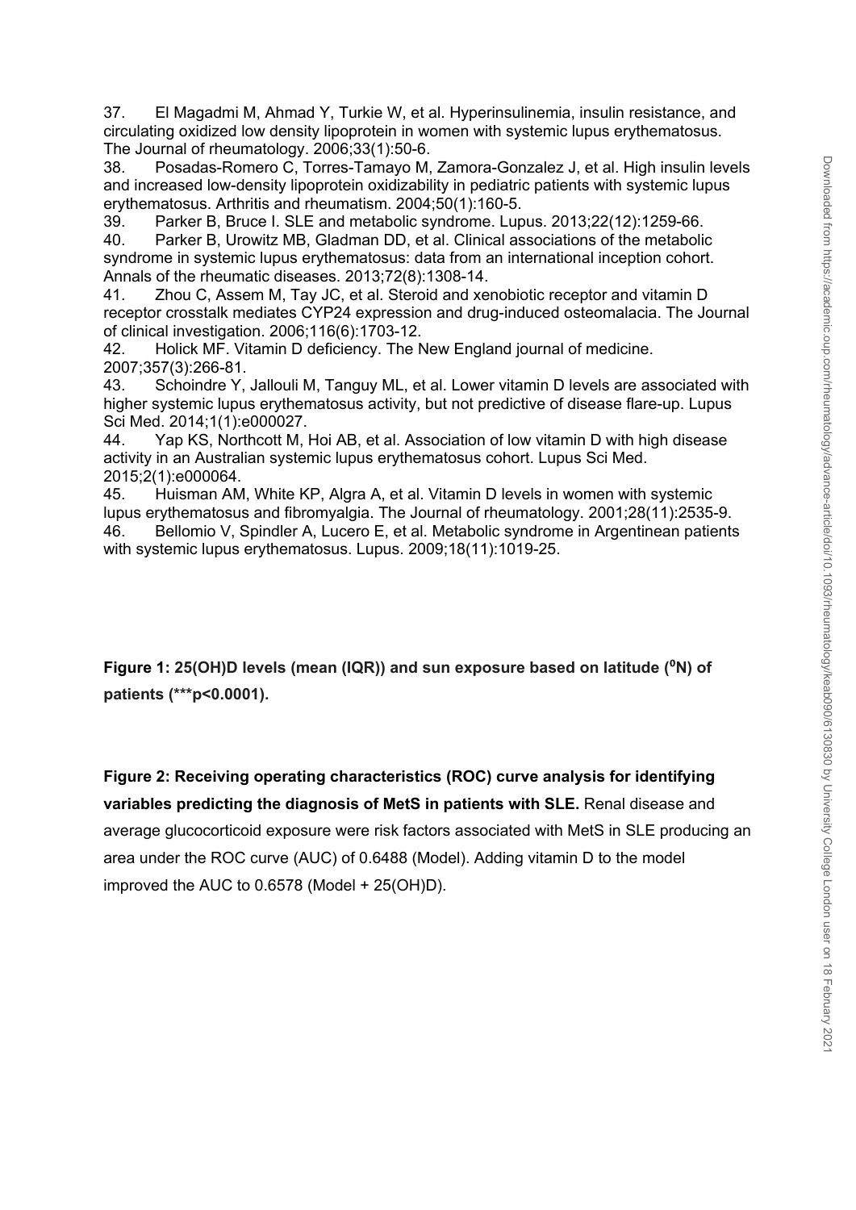37. El Magadmi M, Ahmad Y, Turkie W, et al. Hyperinsulinemia, insulin resistance, and circulating oxidized low density lipoprotein in women with systemic lupus erythematosus. The Journal of rheumatology. 2006;33(1):50-6.
38. Posadas-Romero C, Torres-Tamayo M, Zamora-Gonzalez J, et al. High insulin levels and increased low-density lipoprotein oxidizability in pediatric patients with systemic lupus erythematosus. Arthritis and rheumatism. 2004;50(1):160-5.
39. Parker B, Bruce I. SLE and metabolic syndrome. Lupus. 2013;22(12):1259-66.
40. Parker B, Urowitz MB, Gladman DD, et al. Clinical associations of the metabolic syndrome in systemic lupus erythematosus: data from an international inception cohort. Annals of the rheumatic diseases. 2013;72(8):1308-14.
41. Zhou C, Assem M, Tay JC, et al. Steroid and xenobiotic receptor and vitamin D receptor crosstalk mediates CYP24 expression and drug-induced osteomalacia. The Journal of clinical investigation. 2006;116(6):1703-12.
42. Holick MF. Vitamin D deficiency. The New England journal of medicine. 2007;357(3):266-81.
43. Schoindre Y, Jallouli M, Tanguy ML, et al. Lower vitamin D levels are associated with higher systemic lupus erythematosus activity, but not predictive of disease flare-up. Lupus Sci Med. 2014;1(1):e000027.
44. Yap KS, Northcott M, Hoi AB, et al. Association of low vitamin D with high disease activity in an Australian systemic lupus erythematosus cohort. Lupus Sci Med. 2015;2(1):e000064.
45. Huisman AM, White KP, Algra A, et al. Vitamin D levels in women with systemic lupus erythematosus and fibromyalgia. The Journal of rheumatology. 2001;28(11):2535-9.
46. Bellomio V, Spindler A, Lucero E, et al. Metabolic syndrome in Argentinean patients with systemic lupus erythematosus. Lupus. 2009;18(11):1019-25.

**Figure 1: 25(OH)D levels (mean (IQR)) and sun exposure based on latitude ($^{0}$N) of patients (***p<0.0001).**

**Figure 2: Receiving operating characteristics (ROC) curve analysis for identifying variables predicting the diagnosis of MetS in patients with SLE.** Renal disease and average glucocorticoid exposure were risk factors associated with MetS in SLE producing an area under the ROC curve (AUC) of 0.6488 (Model). Adding vitamin D to the model improved the AUC to 0.6578 (Model + 25(OH)D).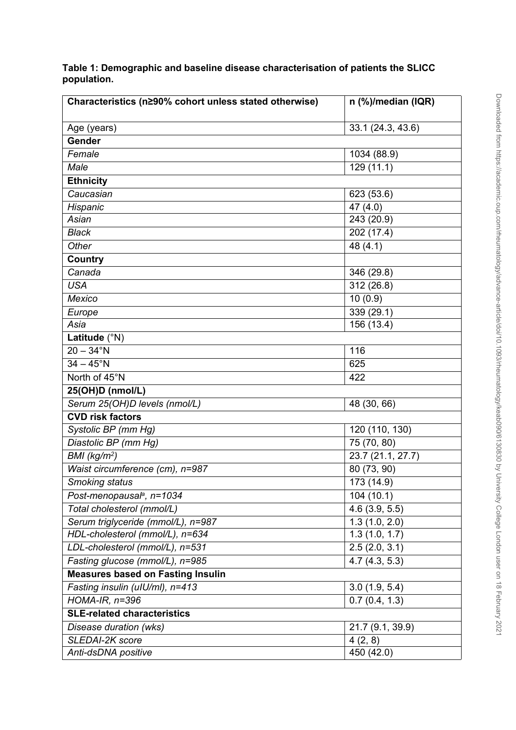**Table 1: Demographic and baseline disease characterisation of patients the SLICC population.**

| Characteristics (n≥90% cohort unless stated otherwise) | n (%)/median (IQR) |
|---|---|
| Age (years) | 33.1 (24.3, 43.6) |
| **Gender** | |
| *Female* | 1034 (88.9) |
| *Male* | 129 (11.1) |
| **Ethnicity** | |
| *Caucasian* | 623 (53.6) |
| *Hispanic* | 47 (4.0) |
| *Asian* | 243 (20.9) |
| *Black* | 202 (17.4) |
| *Other* | 48 (4.1) |
| **Country** | |
| *Canada* | 346 (29.8) |
| *USA* | 312 (26.8) |
| *Mexico* | 10 (0.9) |
| *Europe* | 339 (29.1) |
| *Asia* | 156 (13.4) |
| **Latitude** (°N) | |
| 20 – 34°N | 116 |
| 34 – 45°N | 625 |
| North of 45°N | 422 |
| **25(OH)D (nmol/L)** | |
| *Serum 25(OH)D levels (nmol/L)* | 48 (30, 66) |
| **CVD risk factors** | |
| *Systolic BP (mm Hg)* | 120 (110, 130) |
| *Diastolic BP (mm Hg)* | 75 (70, 80) |
| *BMI (kg/m$^2$)* | 23.7 (21.1, 27.7) |
| *Waist circumference (cm), n=987* | 80 (73, 90) |
| *Smoking status* | 173 (14.9) |
| *Post-menopausal[a], n=1034* | 104 (10.1) |
| *Total cholesterol (mmol/L)* | 4.6 (3.9, 5.5) |
| *Serum triglyceride (mmol/L), n=987* | 1.3 (1.0, 2.0) |
| *HDL-cholesterol (mmol/L), n=634* | 1.3 (1.0, 1.7) |
| *LDL-cholesterol (mmol/L), n=531* | 2.5 (2.0, 3.1) |
| *Fasting glucose (mmol/L), n=985* | 4.7 (4.3, 5.3) |
| **Measures based on Fasting Insulin** | |
| *Fasting insulin (uIU/ml), n=413* | 3.0 (1.9, 5.4) |
| *HOMA-IR, n=396* | 0.7 (0.4, 1.3) |
| **SLE-related characteristics** | |
| *Disease duration (wks)* | 21.7 (9.1, 39.9) |
| *SLEDAI-2K score* | 4 (2, 8) |
| *Anti-dsDNA positive* | 450 (42.0) |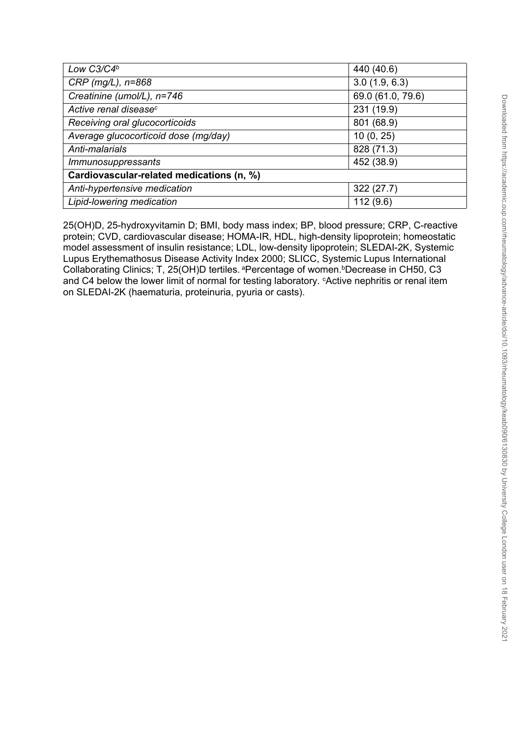| | |
|---|---|
| *Low C3/C4[b]* | 440 (40.6) |
| *CRP (mg/L), n=868* | 3.0 (1.9, 6.3) |
| *Creatinine (umol/L), n=746* | 69.0 (61.0, 79.6) |
| *Active renal disease[c]* | 231 (19.9) |
| *Receiving oral glucocorticoids* | 801 (68.9) |
| *Average glucocorticoid dose (mg/day)* | 10 (0, 25) |
| *Anti-malarials* | 828 (71.3) |
| *Immunosuppressants* | 452 (38.9) |
| **Cardiovascular-related medications (n, %)** | |
| *Anti-hypertensive medication* | 322 (27.7) |
| *Lipid-lowering medication* | 112 (9.6) |

25(OH)D, 25-hydroxyvitamin D; BMI, body mass index; BP, blood pressure; CRP, C-reactive protein; CVD, cardiovascular disease; HOMA-IR, HDL, high-density lipoprotein; homeostatic model assessment of insulin resistance; LDL, low-density lipoprotein; SLEDAI-2K, Systemic Lupus Erythemathosus Disease Activity Index 2000; SLICC, Systemic Lupus International Collaborating Clinics; T, 25(OH)D tertiles. [a]Percentage of women.[b]Decrease in CH50, C3 and C4 below the lower limit of normal for testing laboratory. [c]Active nephritis or renal item on SLEDAI-2K (haematuria, proteinuria, pyuria or casts).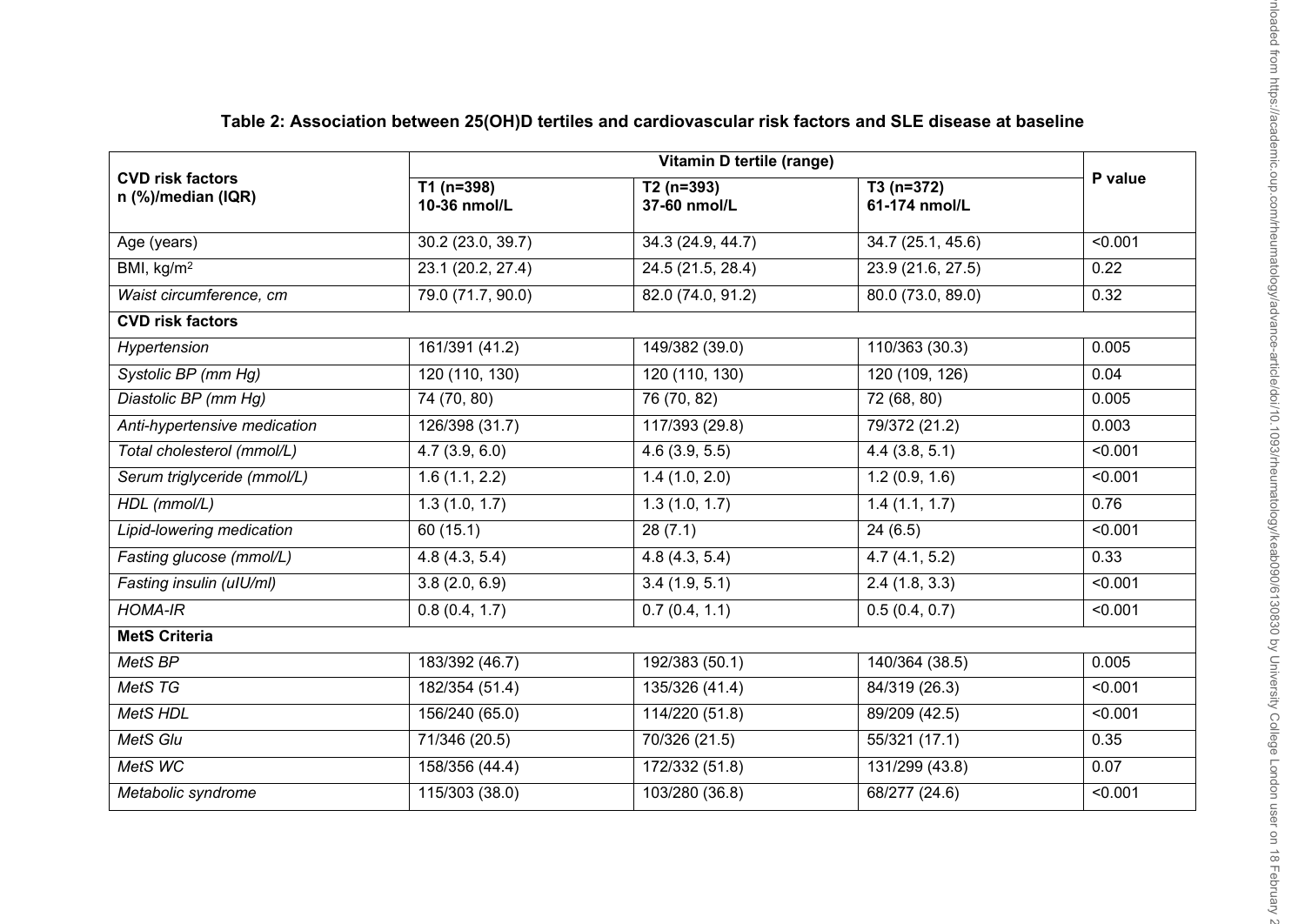**Table 2: Association between 25(OH)D tertiles and cardiovascular risk factors and SLE disease at baseline**

| CVD risk factors n (%)/median (IQR) | Vitamin D tertile (range) | | | P value |
|---|---|---|---|---|
| | **T1 (n=398) 10-36 nmol/L** | **T2 (n=393) 37-60 nmol/L** | **T3 (n=372) 61-174 nmol/L** | |
| Age (years) | 30.2 (23.0, 39.7) | 34.3 (24.9, 44.7) | 34.7 (25.1, 45.6) | <0.001 |
| BMI, kg/m$^2$ | 23.1 (20.2, 27.4) | 24.5 (21.5, 28.4) | 23.9 (21.6, 27.5) | 0.22 |
| *Waist circumference, cm* | 79.0 (71.7, 90.0) | 82.0 (74.0, 91.2) | 80.0 (73.0, 89.0) | 0.32 |
| **CVD risk factors** | | | | |
| *Hypertension* | 161/391 (41.2) | 149/382 (39.0) | 110/363 (30.3) | 0.005 |
| *Systolic BP (mm Hg)* | 120 (110, 130) | 120 (110, 130) | 120 (109, 126) | 0.04 |
| *Diastolic BP (mm Hg)* | 74 (70, 80) | 76 (70, 82) | 72 (68, 80) | 0.005 |
| *Anti-hypertensive medication* | 126/398 (31.7) | 117/393 (29.8) | 79/372 (21.2) | 0.003 |
| *Total cholesterol (mmol/L)* | 4.7 (3.9, 6.0) | 4.6 (3.9, 5.5) | 4.4 (3.8, 5.1) | <0.001 |
| *Serum triglyceride (mmol/L)* | 1.6 (1.1, 2.2) | 1.4 (1.0, 2.0) | 1.2 (0.9, 1.6) | <0.001 |
| *HDL (mmol/L)* | 1.3 (1.0, 1.7) | 1.3 (1.0, 1.7) | 1.4 (1.1, 1.7) | 0.76 |
| *Lipid-lowering medication* | 60 (15.1) | 28 (7.1) | 24 (6.5) | <0.001 |
| *Fasting glucose (mmol/L)* | 4.8 (4.3, 5.4) | 4.8 (4.3, 5.4) | 4.7 (4.1, 5.2) | 0.33 |
| *Fasting insulin (uIU/ml)* | 3.8 (2.0, 6.9) | 3.4 (1.9, 5.1) | 2.4 (1.8, 3.3) | <0.001 |
| *HOMA-IR* | 0.8 (0.4, 1.7) | 0.7 (0.4, 1.1) | 0.5 (0.4, 0.7) | <0.001 |
| **MetS Criteria** | | | | |
| *MetS BP* | 183/392 (46.7) | 192/383 (50.1) | 140/364 (38.5) | 0.005 |
| *MetS TG* | 182/354 (51.4) | 135/326 (41.4) | 84/319 (26.3) | <0.001 |
| *MetS HDL* | 156/240 (65.0) | 114/220 (51.8) | 89/209 (42.5) | <0.001 |
| *MetS Glu* | 71/346 (20.5) | 70/326 (21.5) | 55/321 (17.1) | 0.35 |
| *MetS WC* | 158/356 (44.4) | 172/332 (51.8) | 131/299 (43.8) | 0.07 |
| *Metabolic syndrome* | 115/303 (38.0) | 103/280 (36.8) | 68/277 (24.6) | <0.001 |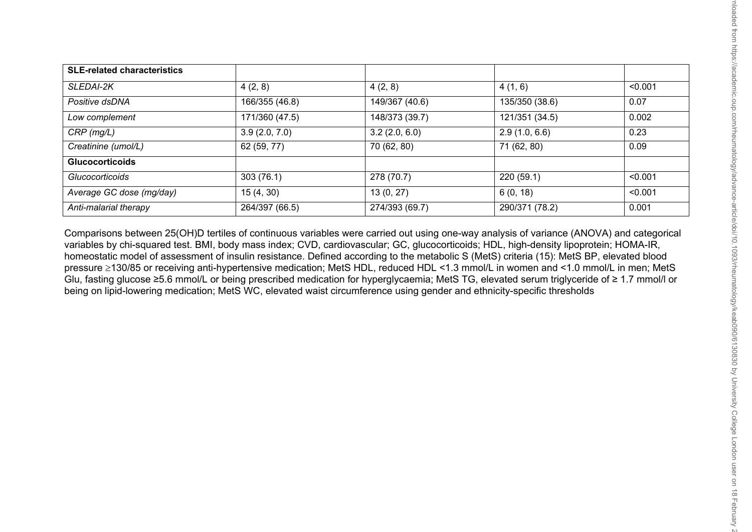| **SLE-related characteristics** | | | | |
|---|---|---|---|---|
| *SLEDAI-2K* | 4 (2, 8) | 4 (2, 8) | 4 (1, 6) | <0.001 |
| *Positive dsDNA* | 166/355 (46.8) | 149/367 (40.6) | 135/350 (38.6) | 0.07 |
| *Low complement* | 171/360 (47.5) | 148/373 (39.7) | 121/351 (34.5) | 0.002 |
| *CRP (mg/L)* | 3.9 (2.0, 7.0) | 3.2 (2.0, 6.0) | 2.9 (1.0, 6.6) | 0.23 |
| *Creatinine (umol/L)* | 62 (59, 77) | 70 (62, 80) | 71 (62, 80) | 0.09 |
| **Glucocorticoids** | | | | |
| *Glucocorticoids* | 303 (76.1) | 278 (70.7) | 220 (59.1) | <0.001 |
| *Average GC dose (mg/day)* | 15 (4, 30) | 13 (0, 27) | 6 (0, 18) | <0.001 |
| *Anti-malarial therapy* | 264/397 (66.5) | 274/393 (69.7) | 290/371 (78.2) | 0.001 |

Comparisons between 25(OH)D tertiles of continuous variables were carried out using one-way analysis of variance (ANOVA) and categorical variables by chi-squared test. BMI, body mass index; CVD, cardiovascular; GC, glucocorticoids; HDL, high-density lipoprotein; HOMA-IR, homeostatic model of assessment of insulin resistance. Defined according to the metabolic S (MetS) criteria (15): MetS BP, elevated blood pressure ≥130/85 or receiving anti-hypertensive medication; MetS HDL, reduced HDL <1.3 mmol/L in women and <1.0 mmol/L in men; MetS Glu, fasting glucose ≥5.6 mmol/L or being prescribed medication for hyperglycaemia; MetS TG, elevated serum triglyceride of ≥ 1.7 mmol/l or being on lipid-lowering medication; MetS WC, elevated waist circumference using gender and ethnicity-specific thresholds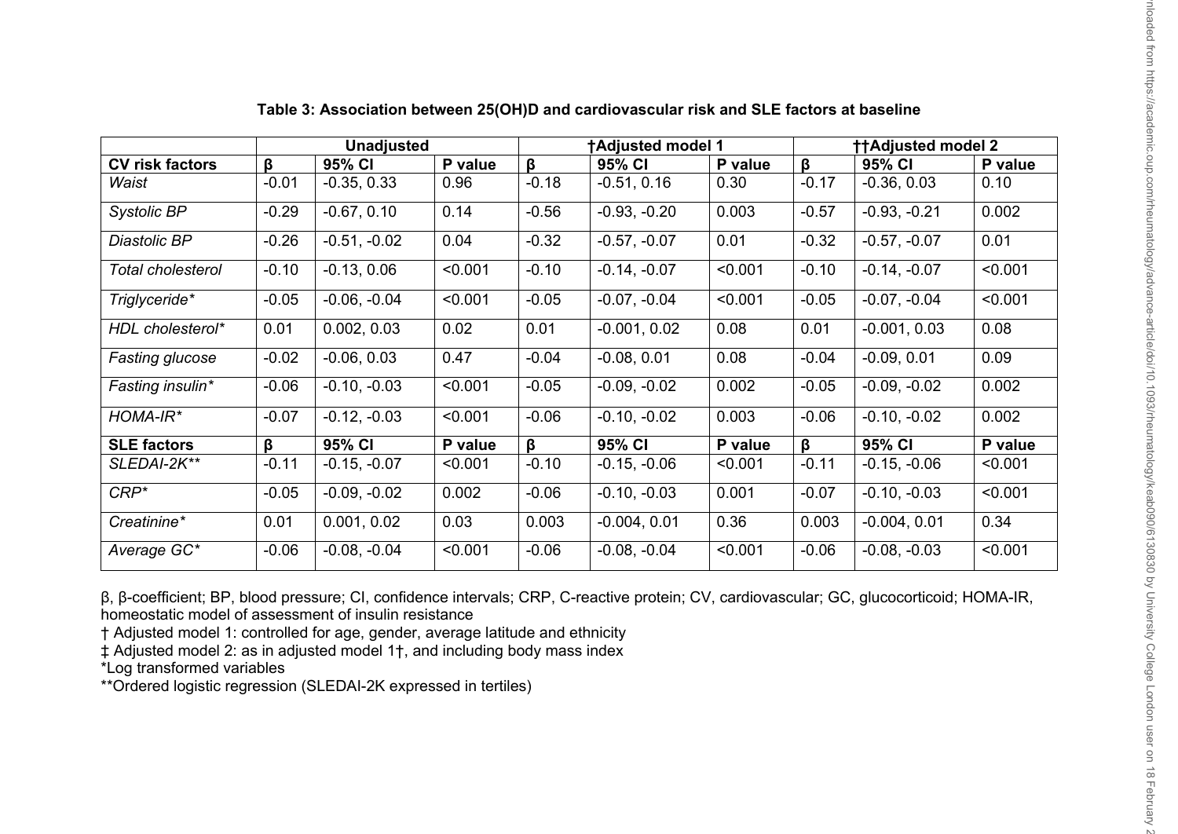**Table 3: Association between 25(OH)D and cardiovascular risk and SLE factors at baseline**

| | Unadjusted | | | †Adjusted model 1 | | | ††Adjusted model 2 | | |
|---|---|---|---|---|---|---|---|---|---|
| **CV risk factors** | **β** | **95% CI** | **P value** | **β** | **95% CI** | **P value** | **β** | **95% CI** | **P value** |
| *Waist* | -0.01 | -0.35, 0.33 | 0.96 | -0.18 | -0.51, 0.16 | 0.30 | -0.17 | -0.36, 0.03 | 0.10 |
| *Systolic BP* | -0.29 | -0.67, 0.10 | 0.14 | -0.56 | -0.93, -0.20 | 0.003 | -0.57 | -0.93, -0.21 | 0.002 |
| *Diastolic BP* | -0.26 | -0.51, -0.02 | 0.04 | -0.32 | -0.57, -0.07 | 0.01 | -0.32 | -0.57, -0.07 | 0.01 |
| *Total cholesterol* | -0.10 | -0.13, 0.06 | <0.001 | -0.10 | -0.14, -0.07 | <0.001 | -0.10 | -0.14, -0.07 | <0.001 |
| *Triglyceride\** | -0.05 | -0.06, -0.04 | <0.001 | -0.05 | -0.07, -0.04 | <0.001 | -0.05 | -0.07, -0.04 | <0.001 |
| *HDL cholesterol\** | 0.01 | 0.002, 0.03 | 0.02 | 0.01 | -0.001, 0.02 | 0.08 | 0.01 | -0.001, 0.03 | 0.08 |
| *Fasting glucose* | -0.02 | -0.06, 0.03 | 0.47 | -0.04 | -0.08, 0.01 | 0.08 | -0.04 | -0.09, 0.01 | 0.09 |
| *Fasting insulin\** | -0.06 | -0.10, -0.03 | <0.001 | -0.05 | -0.09, -0.02 | 0.002 | -0.05 | -0.09, -0.02 | 0.002 |
| *HOMA-IR\** | -0.07 | -0.12, -0.03 | <0.001 | -0.06 | -0.10, -0.02 | 0.003 | -0.06 | -0.10, -0.02 | 0.002 |
| **SLE factors** | **β** | **95% CI** | **P value** | **β** | **95% CI** | **P value** | **β** | **95% CI** | **P value** |
| *SLEDAI-2K\*\** | -0.11 | -0.15, -0.07 | <0.001 | -0.10 | -0.15, -0.06 | <0.001 | -0.11 | -0.15, -0.06 | <0.001 |
| *CRP\** | -0.05 | -0.09, -0.02 | 0.002 | -0.06 | -0.10, -0.03 | 0.001 | -0.07 | -0.10, -0.03 | <0.001 |
| *Creatinine\** | 0.01 | 0.001, 0.02 | 0.03 | 0.003 | -0.004, 0.01 | 0.36 | 0.003 | -0.004, 0.01 | 0.34 |
| *Average GC\** | -0.06 | -0.08, -0.04 | <0.001 | -0.06 | -0.08, -0.04 | <0.001 | -0.06 | -0.08, -0.03 | <0.001 |

β, β-coefficient; BP, blood pressure; CI, confidence intervals; CRP, C-reactive protein; CV, cardiovascular; GC, glucocorticoid; HOMA-IR, homeostatic model of assessment of insulin resistance

† Adjusted model 1: controlled for age, gender, average latitude and ethnicity

‡ Adjusted model 2: as in adjusted model 1†, and including body mass index

*Log transformed variables

**Ordered logistic regression (SLEDAI-2K expressed in tertiles)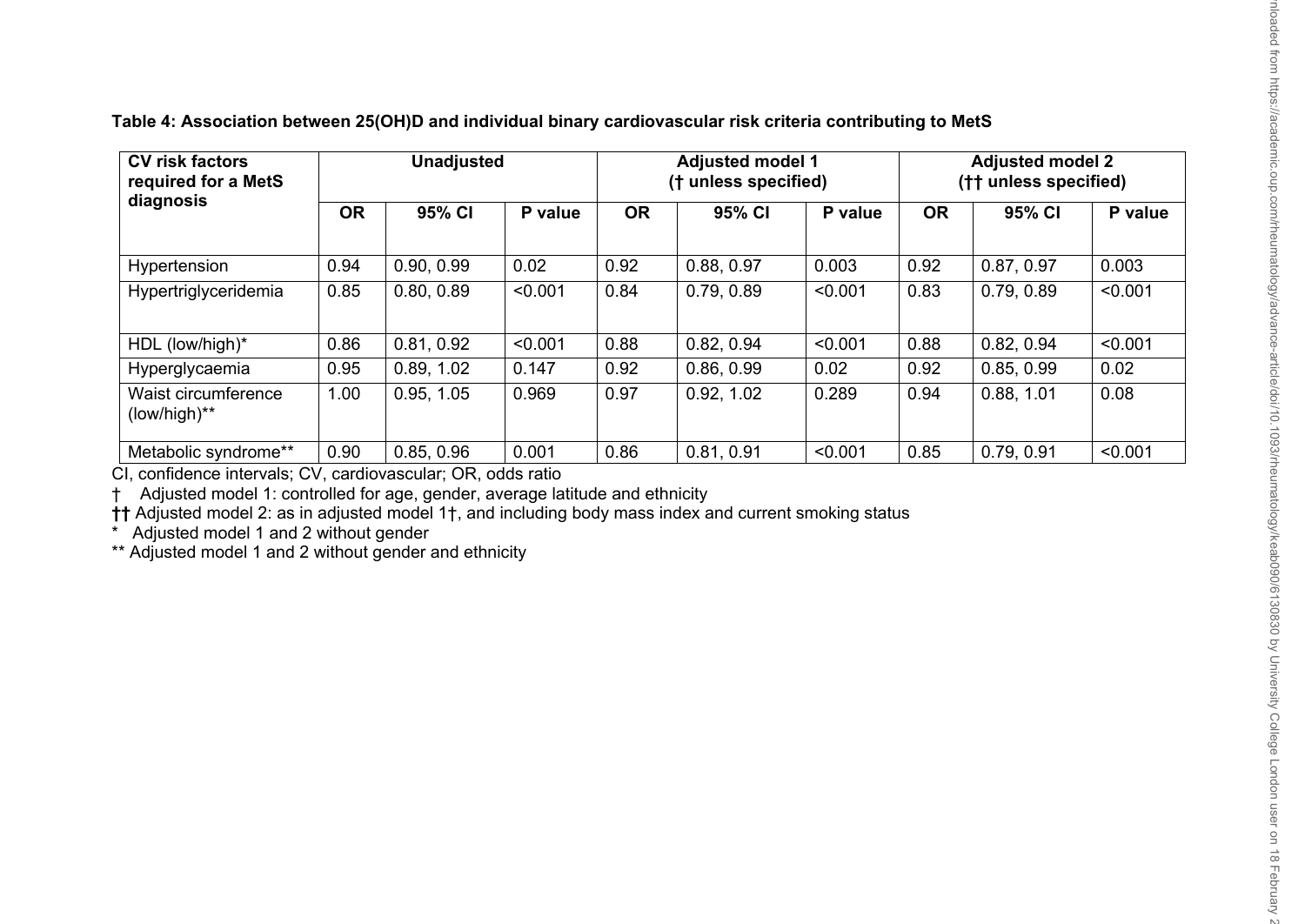**Table 4: Association between 25(OH)D and individual binary cardiovascular risk criteria contributing to MetS**

| CV risk factors required for a MetS diagnosis | Unadjusted | | | Adjusted model 1 († unless specified) | | | Adjusted model 2 (†† unless specified) | | |
|---|---|---|---|---|---|---|---|---|---|
| | OR | 95% CI | P value | OR | 95% CI | P value | OR | 95% CI | P value |
| Hypertension | 0.94 | 0.90, 0.99 | 0.02 | 0.92 | 0.88, 0.97 | 0.003 | 0.92 | 0.87, 0.97 | 0.003 |
| Hypertriglyceridemia | 0.85 | 0.80, 0.89 | <0.001 | 0.84 | 0.79, 0.89 | <0.001 | 0.83 | 0.79, 0.89 | <0.001 |
| HDL (low/high)* | 0.86 | 0.81, 0.92 | <0.001 | 0.88 | 0.82, 0.94 | <0.001 | 0.88 | 0.82, 0.94 | <0.001 |
| Hyperglycaemia | 0.95 | 0.89, 1.02 | 0.147 | 0.92 | 0.86, 0.99 | 0.02 | 0.92 | 0.85, 0.99 | 0.02 |
| Waist circumference (low/high)** | 1.00 | 0.95, 1.05 | 0.969 | 0.97 | 0.92, 1.02 | 0.289 | 0.94 | 0.88, 1.01 | 0.08 |
| Metabolic syndrome** | 0.90 | 0.85, 0.96 | 0.001 | 0.86 | 0.81, 0.91 | <0.001 | 0.85 | 0.79, 0.91 | <0.001 |

CI, confidence intervals; CV, cardiovascular; OR, odds ratio

† Adjusted model 1: controlled for age, gender, average latitude and ethnicity

†† Adjusted model 2: as in adjusted model 1†, and including body mass index and current smoking status

\* Adjusted model 1 and 2 without gender

** Adjusted model 1 and 2 without gender and ethnicity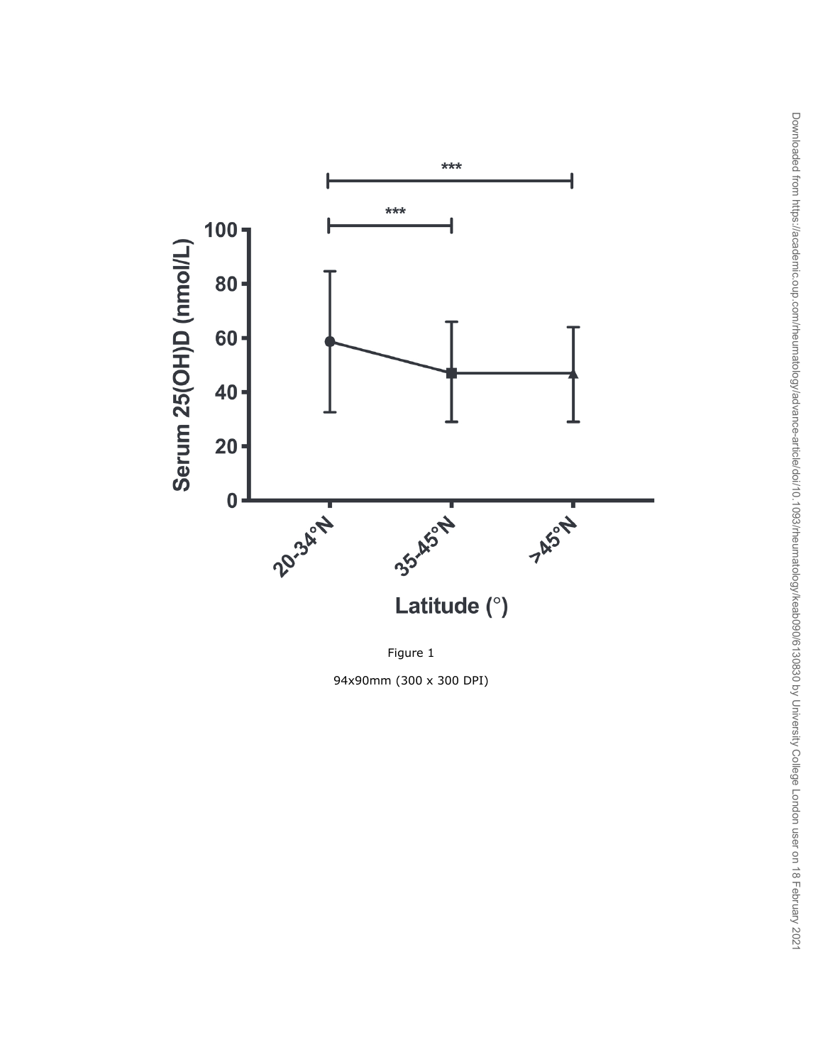Figure 1

94x90mm (300 x 300 DPI)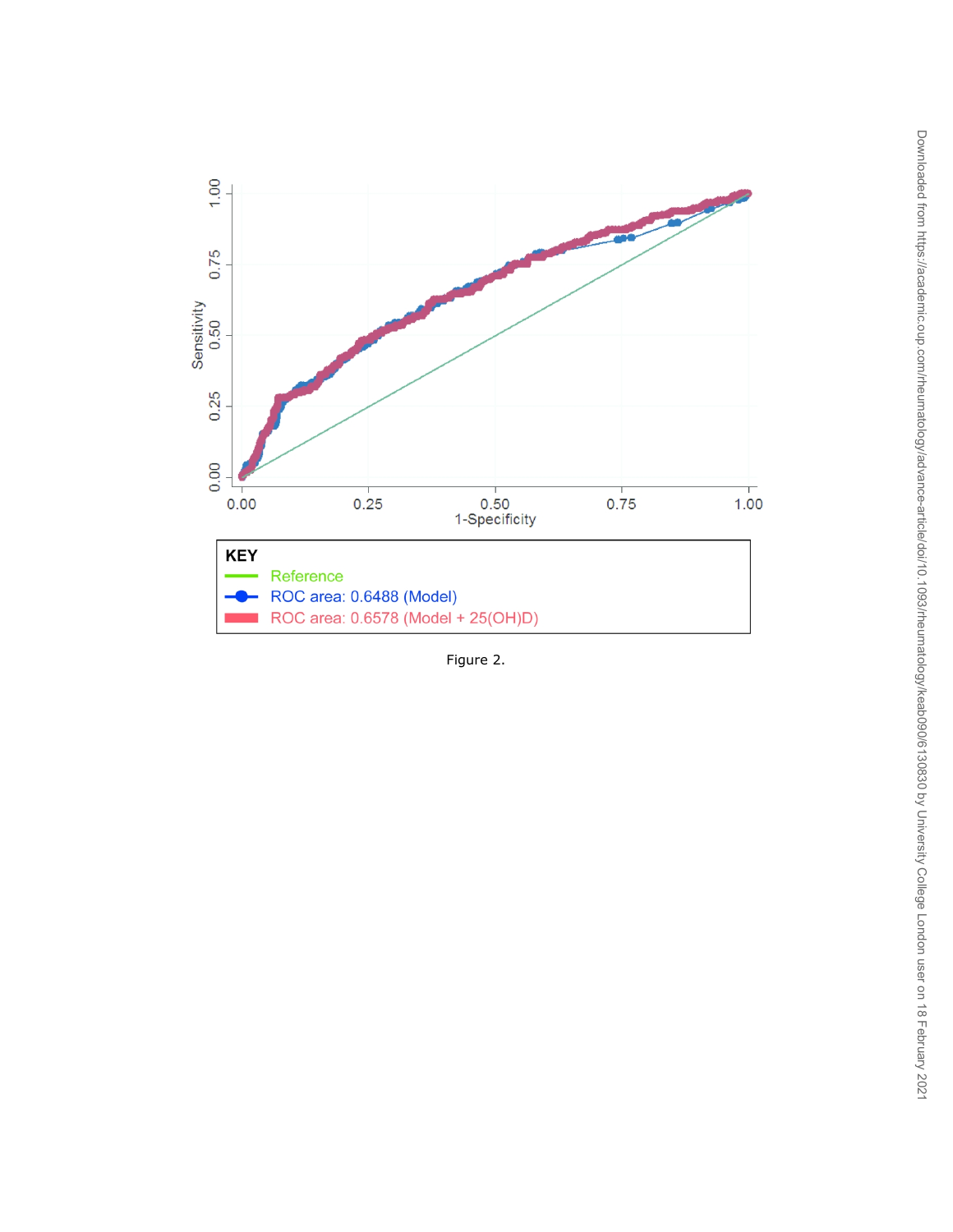Sensitivity

0.00
0.25
0.50
0.75
1.00

0.00
0.25
0.50
0.75
1.00

1-Specificity

KEY

Reference

ROC area: 0.6488 (Model)

ROC area: 0.6578 (Model + 25(OH)D)

Figure 2.